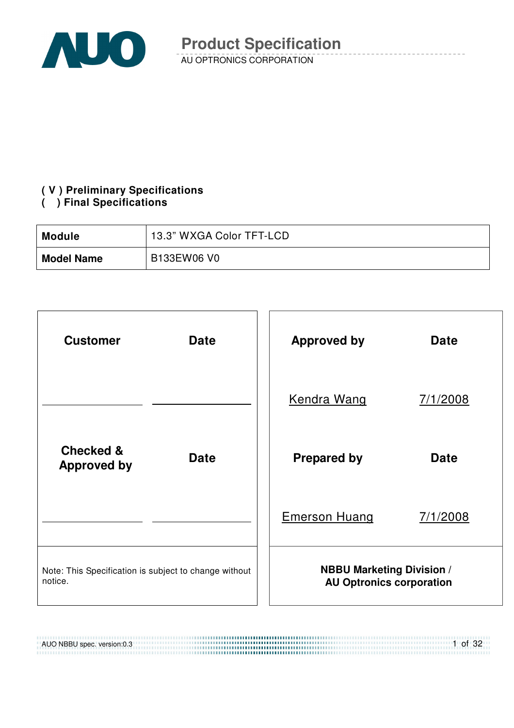# Product Specification

AU OPTRONICS CORPORATION

**( V ) Preliminary Specifications**
**(   ) Final Specifications**

| **Module** | 13.3" WXGA Color TFT-LCD |
|---|---|
| **Model Name** | B133EW06 V0 |

| **Customer** | **Date** | **Approved by** | **Date** |
|---|---|---|---|
| | | Kendra Wang | 7/1/2008 |
| **Checked & Approved by** | **Date** | **Prepared by** | **Date** |
| | | Emerson Huang | 7/1/2008 |
| Note: This Specification is subject to change without notice. | | **NBBU Marketing Division / AU Optronics corporation** | |

AUO NBBU spec. version:0.3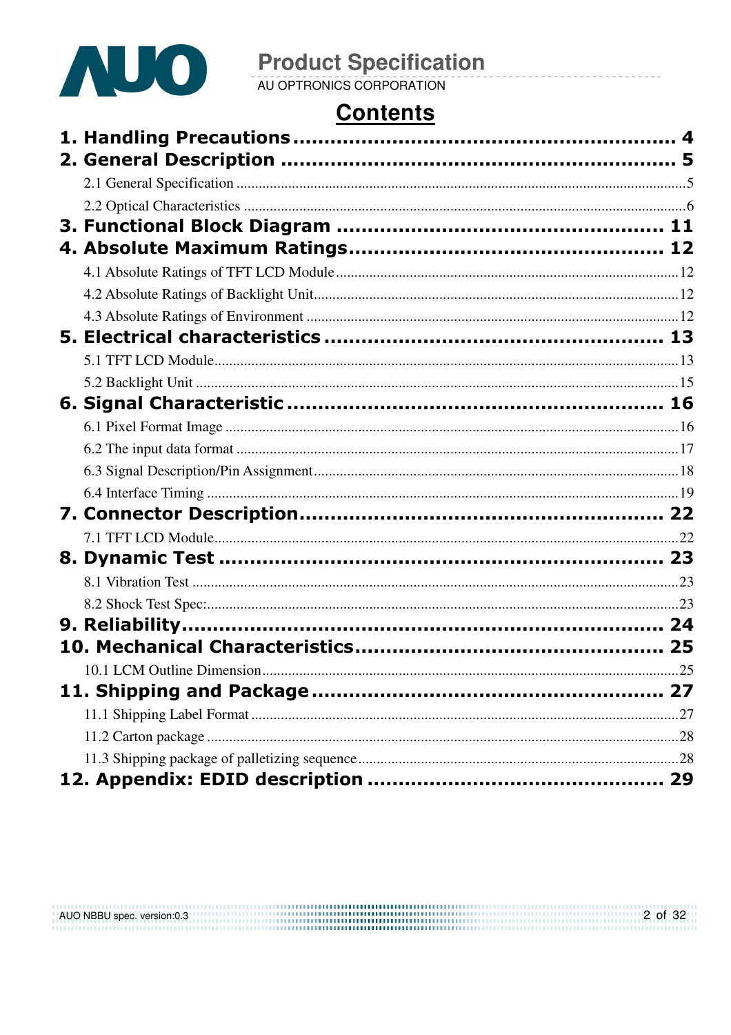# Contents

**1. Handling Precautions** ............................................................ **4**

**2. General Description** ............................................................ **5**

- 2.1 General Specification ............................................................ 5
- 2.2 Optical Characteristics ............................................................ 6

**3. Functional Block Diagram** ............................................................ **11**

**4. Absolute Maximum Ratings** ............................................................ **12**

- 4.1 Absolute Ratings of TFT LCD Module ............................................................ 12
- 4.2 Absolute Ratings of Backlight Unit ............................................................ 12
- 4.3 Absolute Ratings of Environment ............................................................ 12

**5. Electrical characteristics** ............................................................ **13**

- 5.1 TFT LCD Module ............................................................ 13
- 5.2 Backlight Unit ............................................................ 15

**6. Signal Characteristic** ............................................................ **16**

- 6.1 Pixel Format Image ............................................................ 16
- 6.2 The input data format ............................................................ 17
- 6.3 Signal Description/Pin Assignment ............................................................ 18
- 6.4 Interface Timing ............................................................ 19

**7. Connector Description** ............................................................ **22**

- 7.1 TFT LCD Module ............................................................ 22

**8. Dynamic Test** ............................................................ **23**

- 8.1 Vibration Test ............................................................ 23
- 8.2 Shock Test Spec: ............................................................ 23

**9. Reliability** ............................................................ **24**

**10. Mechanical Characteristics** ............................................................ **25**

- 10.1 LCM Outline Dimension ............................................................ 25

**11. Shipping and Package** ............................................................ **27**

- 11.1 Shipping Label Format ............................................................ 27
- 11.2 Carton package ............................................................ 28
- 11.3 Shipping package of palletizing sequence ............................................................ 28

**12. Appendix: EDID description** ............................................................ **29**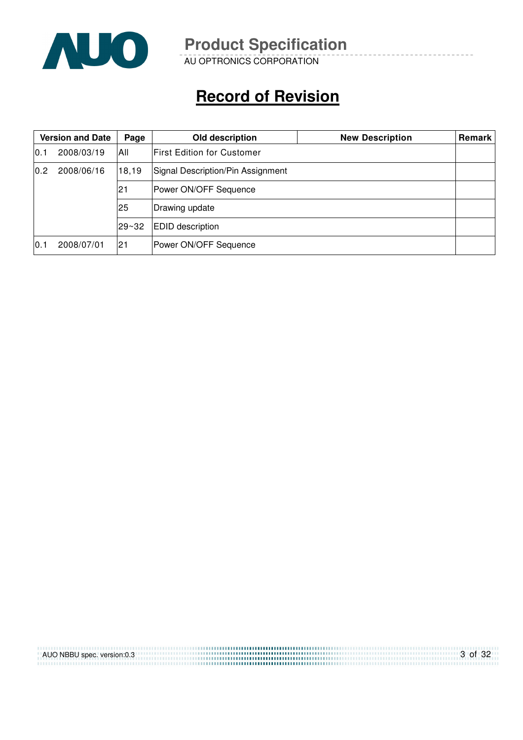# Record of Revision

| Version and Date | | Page | Old description | New Description | Remark |
|---|---|---|---|---|---|
| 0.1 | 2008/03/19 | All | First Edition for Customer | | |
| 0.2 | 2008/06/16 | 18,19 | Signal Description/Pin Assignment | | |
| | | 21 | Power ON/OFF Sequence | | |
| | | 25 | Drawing update | | |
| | | 29~32 | EDID description | | |
| 0.1 | 2008/07/01 | 21 | Power ON/OFF Sequence | | |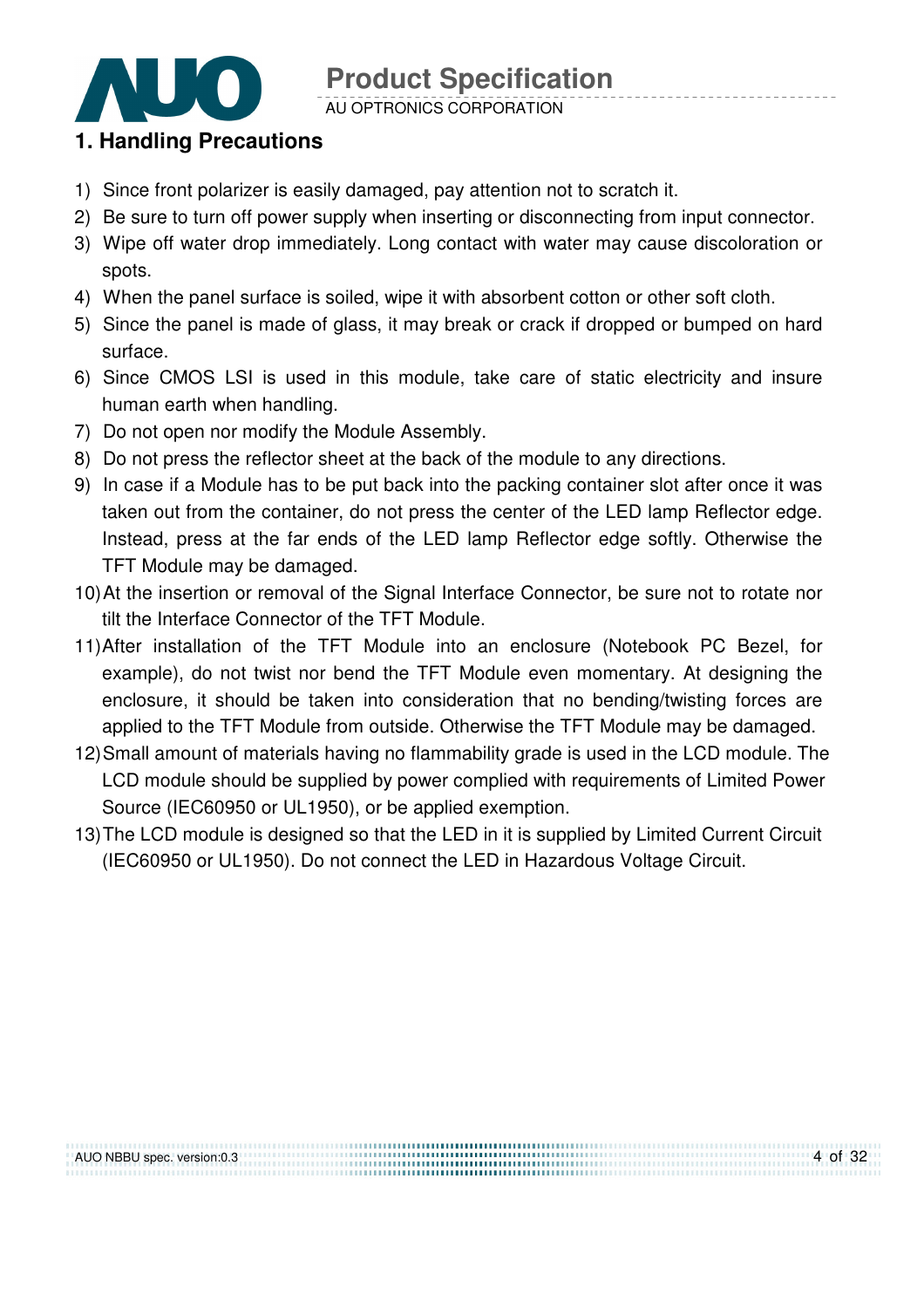## 1. Handling Precautions

1) Since front polarizer is easily damaged, pay attention not to scratch it.
2) Be sure to turn off power supply when inserting or disconnecting from input connector.
3) Wipe off water drop immediately. Long contact with water may cause discoloration or spots.
4) When the panel surface is soiled, wipe it with absorbent cotton or other soft cloth.
5) Since the panel is made of glass, it may break or crack if dropped or bumped on hard surface.
6) Since CMOS LSI is used in this module, take care of static electricity and insure human earth when handling.
7) Do not open nor modify the Module Assembly.
8) Do not press the reflector sheet at the back of the module to any directions.
9) In case if a Module has to be put back into the packing container slot after once it was taken out from the container, do not press the center of the LED lamp Reflector edge. Instead, press at the far ends of the LED lamp Reflector edge softly. Otherwise the TFT Module may be damaged.
10) At the insertion or removal of the Signal Interface Connector, be sure not to rotate nor tilt the Interface Connector of the TFT Module.
11) After installation of the TFT Module into an enclosure (Notebook PC Bezel, for example), do not twist nor bend the TFT Module even momentary. At designing the enclosure, it should be taken into consideration that no bending/twisting forces are applied to the TFT Module from outside. Otherwise the TFT Module may be damaged.
12) Small amount of materials having no flammability grade is used in the LCD module. The LCD module should be supplied by power complied with requirements of Limited Power Source (IEC60950 or UL1950), or be applied exemption.
13) The LCD module is designed so that the LED in it is supplied by Limited Current Circuit (IEC60950 or UL1950). Do not connect the LED in Hazardous Voltage Circuit.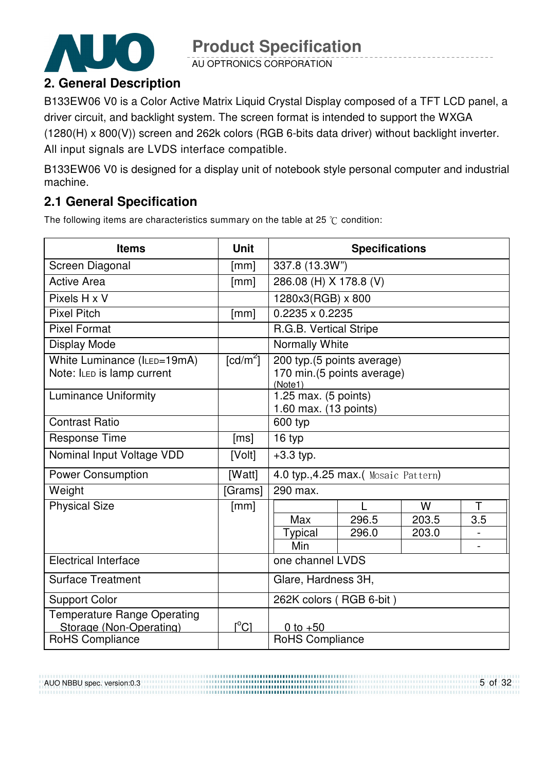## 2. General Description

B133EW06 V0 is a Color Active Matrix Liquid Crystal Display composed of a TFT LCD panel, a driver circuit, and backlight system. The screen format is intended to support the WXGA (1280(H) x 800(V)) screen and 262k colors (RGB 6-bits data driver) without backlight inverter. All input signals are LVDS interface compatible.

B133EW06 V0 is designed for a display unit of notebook style personal computer and industrial machine.

## 2.1 General Specification

The following items are characteristics summary on the table at 25 ℃ condition:

| Items | Unit | Specifications | | | |
|---|---|---|---|---|---|
| Screen Diagonal | [mm] | 337.8 (13.3W") | | | |
| Active Area | [mm] | 286.08 (H) X 178.8 (V) | | | |
| Pixels H x V | | 1280x3(RGB) x 800 | | | |
| Pixel Pitch | [mm] | 0.2235 x 0.2235 | | | |
| Pixel Format | | R.G.B. Vertical Stripe | | | |
| Display Mode | | Normally White | | | |
| White Luminance ($I_{LED}$=19mA)<br>Note: $I_{LED}$ is lamp current | [cd/m$^2$] | 200 typ.(5 points average)<br>170 min.(5 points average)<br>(Note1) | | | |
| Luminance Uniformity | | 1.25 max. (5 points)<br>1.60 max. (13 points) | | | |
| Contrast Ratio | | 600 typ | | | |
| Response Time | [ms] | 16 typ | | | |
| Nominal Input Voltage VDD | [Volt] | +3.3 typ. | | | |
| Power Consumption | [Watt] | 4.0 typ.,4.25 max.( Mosaic Pattern) | | | |
| Weight | [Grams] | 290 max. | | | |
| Physical Size | [mm] | | L | W | T |
| | | Max | 296.5 | 203.5 | 3.5 |
| | | Typical | 296.0 | 203.0 | - |
| | | Min | | | - |
| Electrical Interface | | one channel LVDS | | | |
| Surface Treatment | | Glare, Hardness 3H, | | | |
| Support Color | | 262K colors ( RGB 6-bit ) | | | |
| Temperature Range Operating<br>Storage (Non-Operating) | [$^o$C] | 0 to +50 | | | |
| RoHS Compliance | | RoHS Compliance | | | |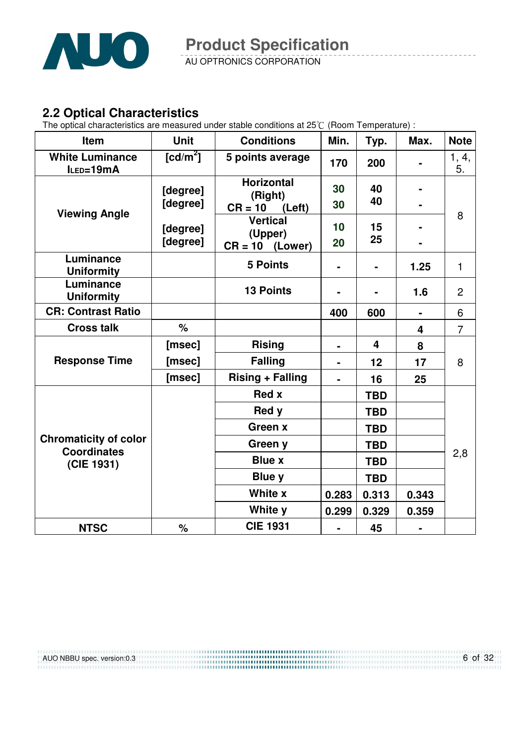## 2.2 Optical Characteristics

The optical characteristics are measured under stable conditions at 25℃ (Room Temperature) :

| Item | Unit | Conditions | Min. | Typ. | Max. | Note |
|---|---|---|---|---|---|---|
| White Luminance $I_{LED}$=19mA | [cd/m$^2$] | 5 points average | 170 | 200 | - | 1, 4, 5. |
| Viewing Angle | [degree] | Horizontal (Right) CR = 10 | 30 | 40 | - | 8 |
| | [degree] | (Left) | 30 | 40 | - | |
| | [degree] | Vertical (Upper) CR = 10 | 10 | 15 | - | |
| | [degree] | (Lower) | 20 | 25 | - | |
| Luminance Uniformity | | 5 Points | - | - | 1.25 | 1 |
| Luminance Uniformity | | 13 Points | - | - | 1.6 | 2 |
| CR: Contrast Ratio | | | 400 | 600 | - | 6 |
| Cross talk | % | | | | 4 | 7 |
| Response Time | [msec] | Rising | - | 4 | 8 | 8 |
| | [msec] | Falling | - | 12 | 17 | |
| | [msec] | Rising + Falling | - | 16 | 25 | |
| Chromaticity of color Coordinates (CIE 1931) | | Red x | | TBD | | 2,8 |
| | | Red y | | TBD | | |
| | | Green x | | TBD | | |
| | | Green y | | TBD | | |
| | | Blue x | | TBD | | |
| | | Blue y | | TBD | | |
| | | White x | 0.283 | 0.313 | 0.343 | |
| | | White y | 0.299 | 0.329 | 0.359 | |
| NTSC | % | CIE 1931 | - | 45 | - | |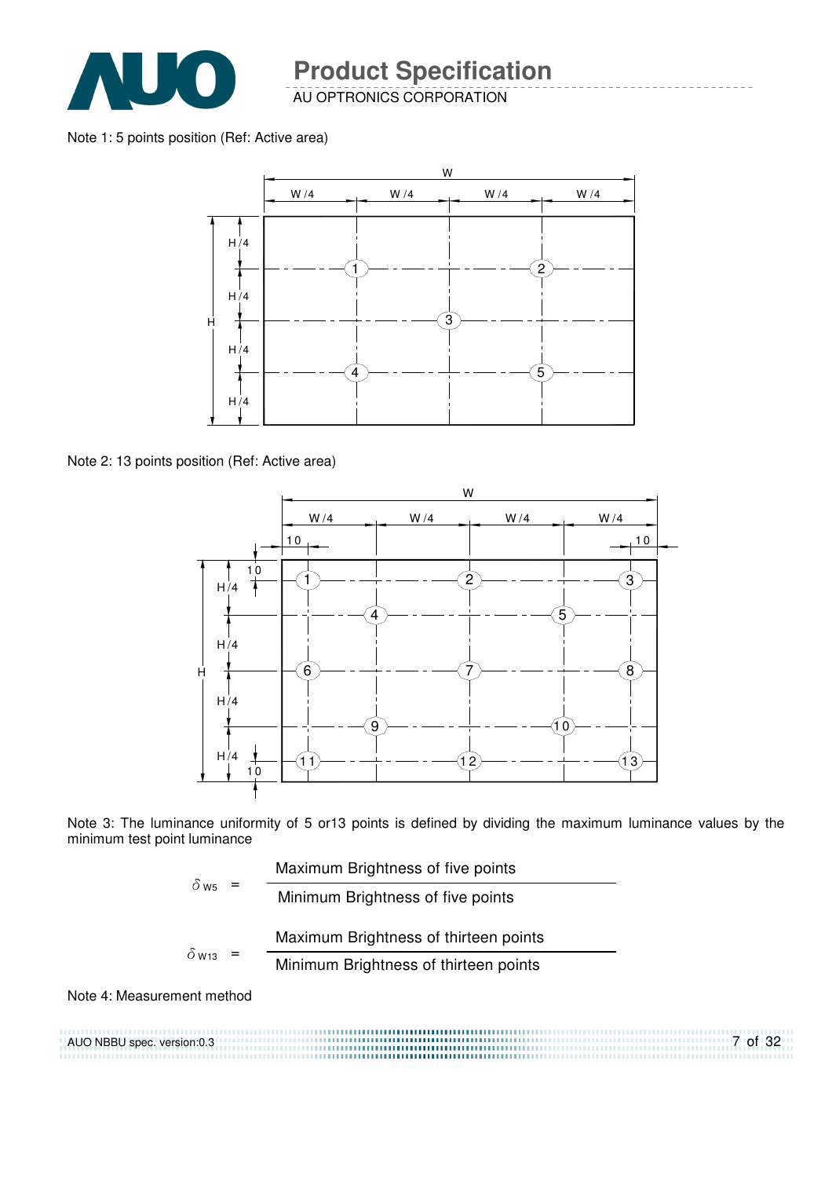Note 1: 5 points position (Ref: Active area)

Note 2: 13 points position (Ref: Active area)

Note 3: The luminance uniformity of 5 or13 points is defined by dividing the maximum luminance values by the minimum test point luminance

$$\delta_{W5} = \frac{\text{Maximum Brightness of five points}}{\text{Minimum Brightness of five points}}$$

$$\delta_{W13} = \frac{\text{Maximum Brightness of thirteen points}}{\text{Minimum Brightness of thirteen points}}$$

Note 4: Measurement method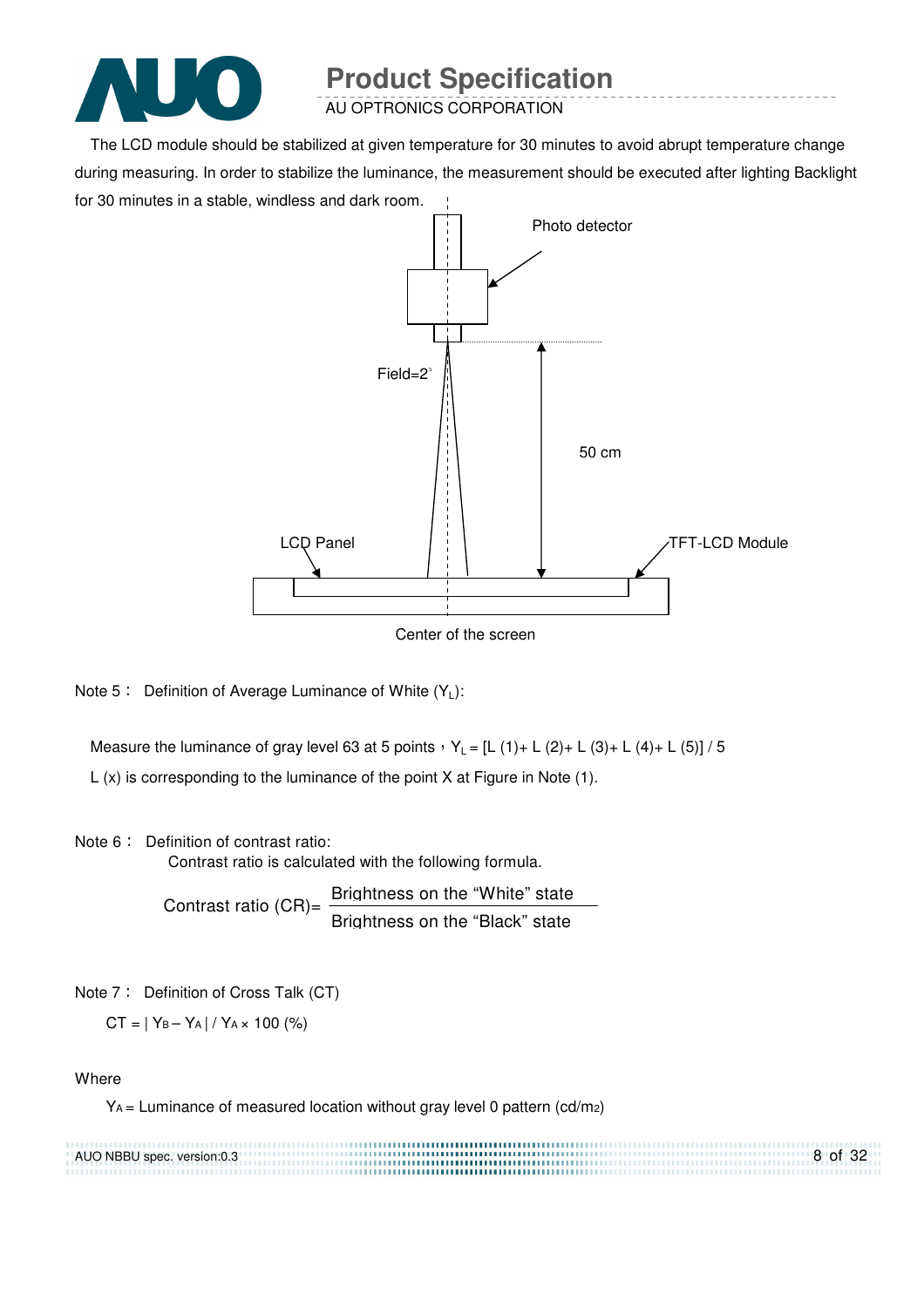The LCD module should be stabilized at given temperature for 30 minutes to avoid abrupt temperature change during measuring. In order to stabilize the luminance, the measurement should be executed after lighting Backlight for 30 minutes in a stable, windless and dark room.

Photo detector

Field=2°

50 cm

LCD Panel

TFT-LCD Module

Center of the screen

Note 5： Definition of Average Luminance of White ($Y_L$):

Measure the luminance of gray level 63 at 5 points，$Y_L$ = [L (1)+ L (2)+ L (3)+ L (4)+ L (5)] / 5

L (x) is corresponding to the luminance of the point X at Figure in Note (1).

Note 6： Definition of contrast ratio:

Contrast ratio is calculated with the following formula.

$$\text{Contrast ratio (CR)} = \frac{\text{Brightness on the “White” state}}{\text{Brightness on the “Black” state}}$$

Note 7： Definition of Cross Talk (CT)

$$CT = | Y_B - Y_A | / Y_A \times 100\ (\%)$$

Where

$Y_A$ = Luminance of measured location without gray level 0 pattern (cd/$m^2$)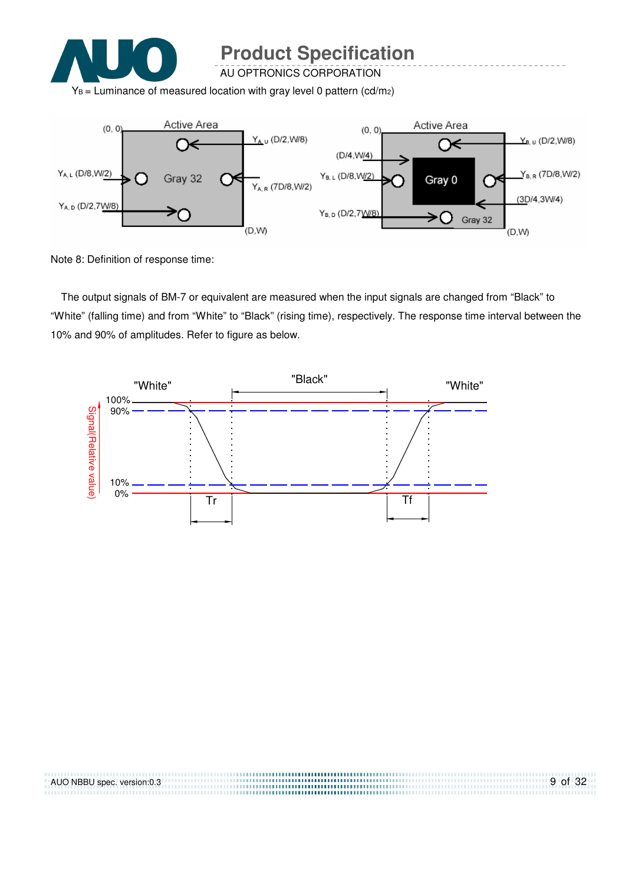$Y_B$ = Luminance of measured location with gray level 0 pattern (cd/m2)

Note 8: Definition of response time:

The output signals of BM-7 or equivalent are measured when the input signals are changed from "Black" to "White" (falling time) and from "White" to "Black" (rising time), respectively. The response time interval between the 10% and 90% of amplitudes. Refer to figure as below.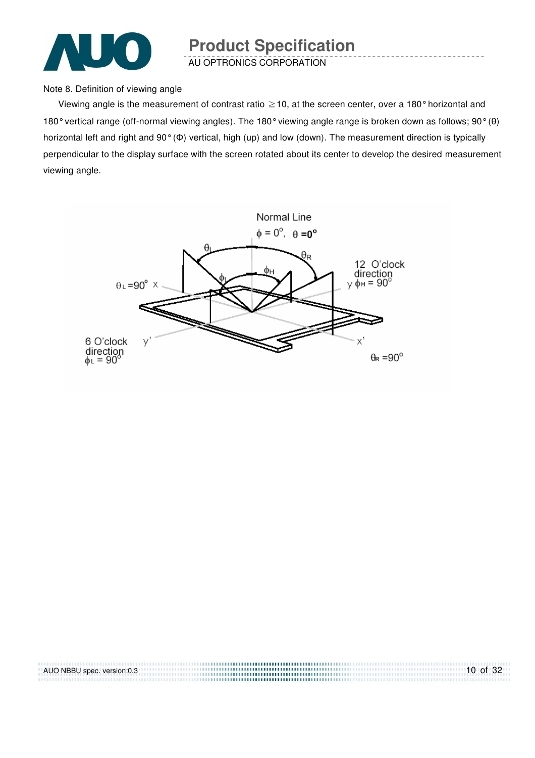Note 8. Definition of viewing angle

Viewing angle is the measurement of contrast ratio ≧10, at the screen center, over a 180° horizontal and 180° vertical range (off-normal viewing angles). The 180° viewing angle range is broken down as follows; 90° (θ) horizontal left and right and 90° (Φ) vertical, high (up) and low (down). The measurement direction is typically perpendicular to the display surface with the screen rotated about its center to develop the desired measurement viewing angle.

Normal Line

$\phi = 0^o$, $\theta = 0^o$

$\theta_L$ $\theta_R$ $\phi_H$ $\phi_L$

$\theta_L = 90^o$ x

12 O'clock direction

y $\phi_H = 90^o$

6 O'clock direction

$\phi_L = 90^o$

y'

x'

$\theta_R = 90^o$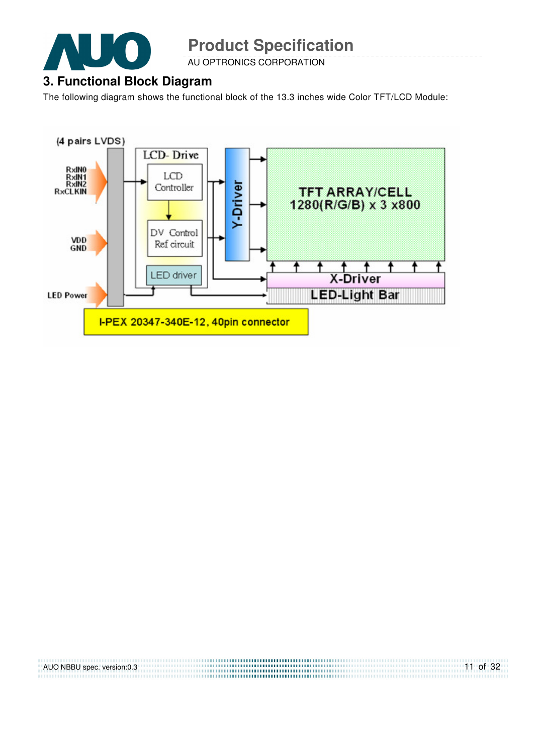## 3. Functional Block Diagram

The following diagram shows the functional block of the 13.3 inches wide Color TFT/LCD Module:

(4 pairs LVDS)

RxIN0
RxIN1
RxIN2
RxCLKIN

VDD
GND

LED Power

LCD- Drive

LCD Controller

DV Control Ref circuit

LED driver

Y-Driver

TFT ARRAY/CELL
1280(R/G/B) x 3 x800

X-Driver

LED-Light Bar

I-PEX 20347-340E-12, 40pin connector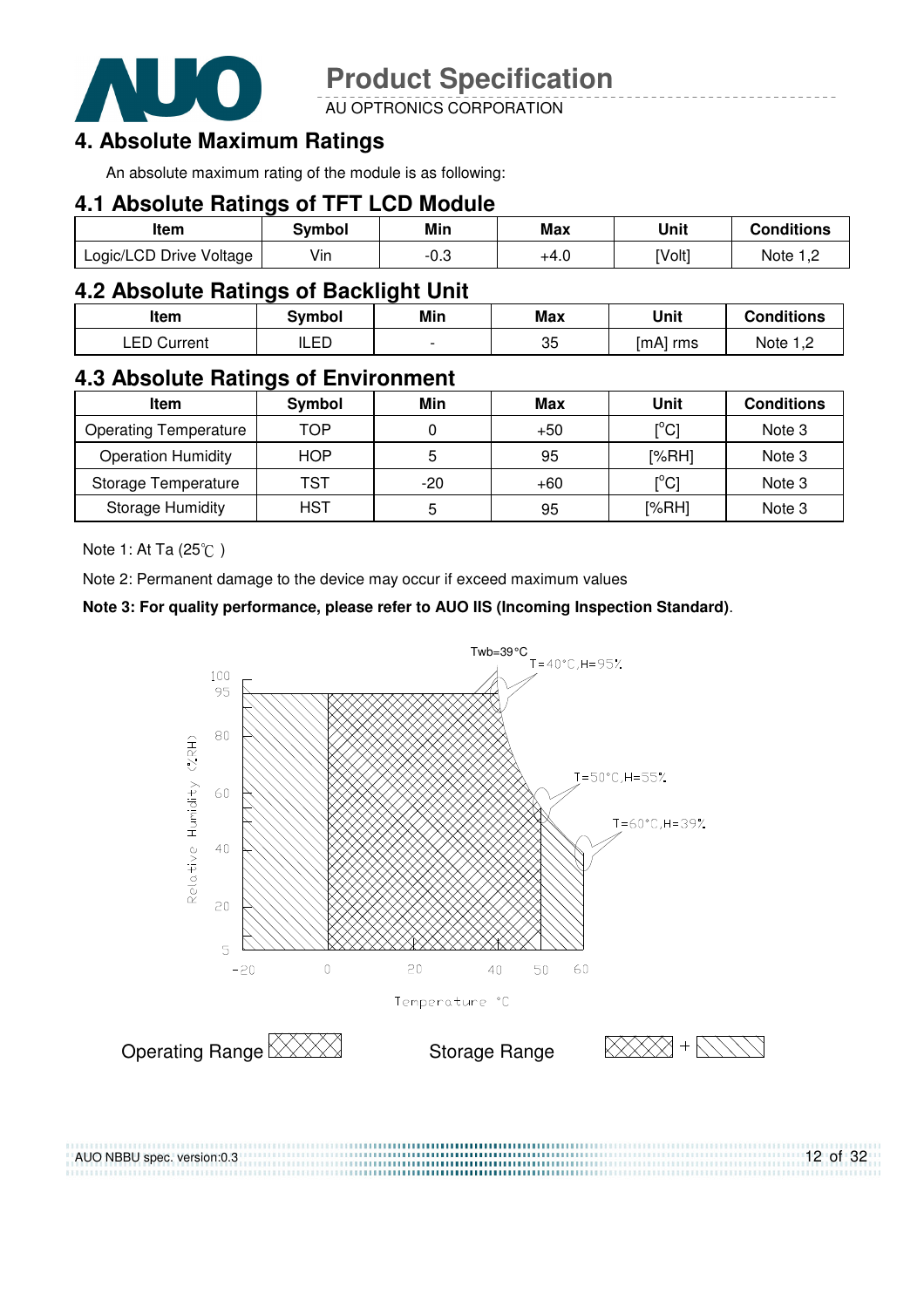## 4. Absolute Maximum Ratings

An absolute maximum rating of the module is as following:

### 4.1 Absolute Ratings of TFT LCD Module

| Item | Symbol | Min | Max | Unit | Conditions |
|---|---|---|---|---|---|
| Logic/LCD Drive Voltage | Vin | -0.3 | +4.0 | [Volt] | Note 1,2 |

### 4.2 Absolute Ratings of Backlight Unit

| Item | Symbol | Min | Max | Unit | Conditions |
|---|---|---|---|---|---|
| LED Current | ILED | - | 35 | [mA] rms | Note 1,2 |

### 4.3 Absolute Ratings of Environment

| Item | Symbol | Min | Max | Unit | Conditions |
|---|---|---|---|---|---|
| Operating Temperature | TOP | 0 | +50 | [°C] | Note 3 |
| Operation Humidity | HOP | 5 | 95 | [%RH] | Note 3 |
| Storage Temperature | TST | -20 | +60 | [°C] | Note 3 |
| Storage Humidity | HST | 5 | 95 | [%RH] | Note 3 |

Note 1: At Ta (25℃ )

Note 2: Permanent damage to the device may occur if exceed maximum values

**Note 3: For quality performance, please refer to AUO IIS (Incoming Inspection Standard)**.

Twb=39°C
T=40°C,H=95%
T=50°C,H=55%
T=60°C,H=39%

Relative Humidity (%RH): 100, 95, 80, 60, 40, 20, 5

Temperature °C: -20, 0, 20, 40, 50, 60

Operating Range

Storage Range +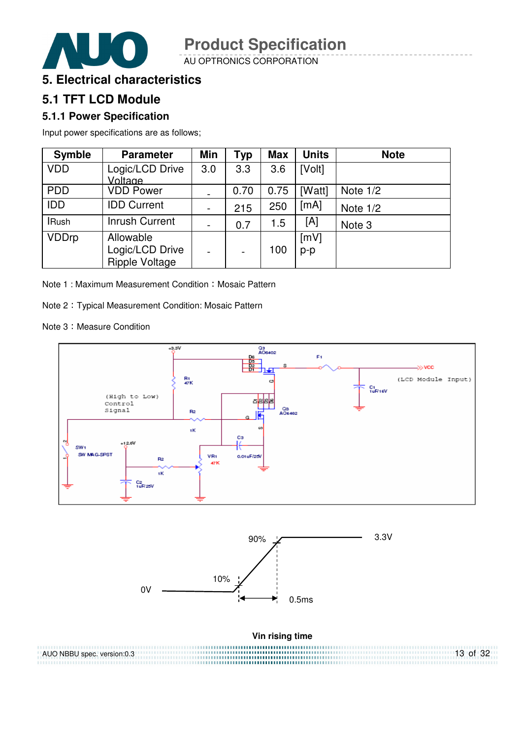# 5. Electrical characteristics

## 5.1 TFT LCD Module

### 5.1.1 Power Specification

Input power specifications are as follows;

| Symble | Parameter | Min | Typ | Max | Units | Note |
|---|---|---|---|---|---|---|
| VDD | Logic/LCD Drive Voltage | 3.0 | 3.3 | 3.6 | [Volt] | |
| PDD | VDD Power | - | 0.70 | 0.75 | [Watt] | Note 1/2 |
| IDD | IDD Current | - | 215 | 250 | [mA] | Note 1/2 |
| IRush | Inrush Current | - | 0.7 | 1.5 | [A] | Note 3 |
| VDDrp | Allowable Logic/LCD Drive Ripple Voltage | - | - | 100 | [mV] p-p | |

Note 1 : Maximum Measurement Condition：Mosaic Pattern

Note 2：Typical Measurement Condition: Mosaic Pattern

Note 3：Measure Condition

Vin rising time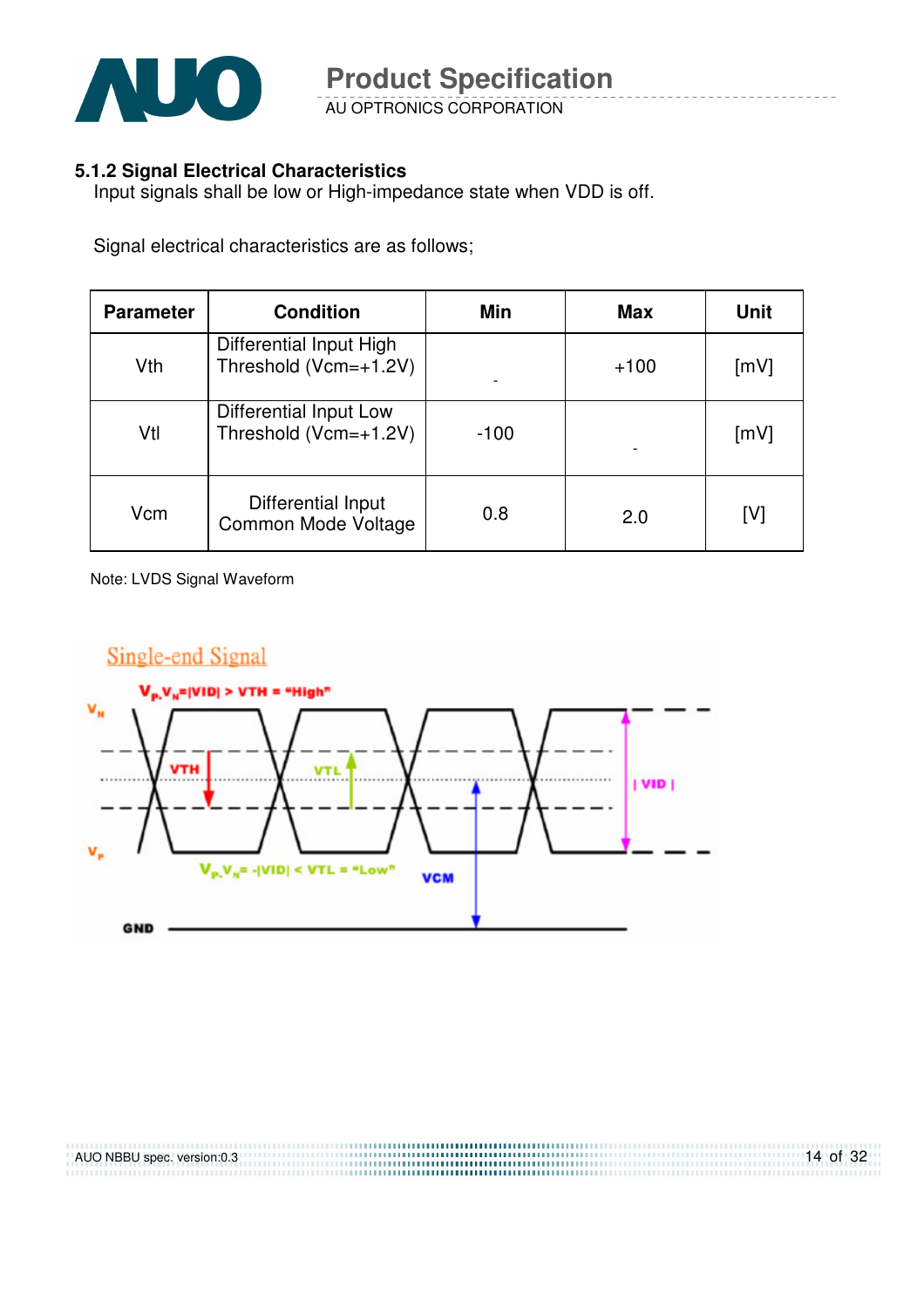### 5.1.2 Signal Electrical Characteristics

Input signals shall be low or High-impedance state when VDD is off.

Signal electrical characteristics are as follows;

| Parameter | Condition | Min | Max | Unit |
|---|---|---|---|---|
| Vth | Differential Input High Threshold (Vcm=+1.2V) | - | +100 | [mV] |
| Vtl | Differential Input Low Threshold (Vcm=+1.2V) | -100 | - | [mV] |
| Vcm | Differential Input Common Mode Voltage | 0.8 | 2.0 | [V] |

Note: LVDS Signal Waveform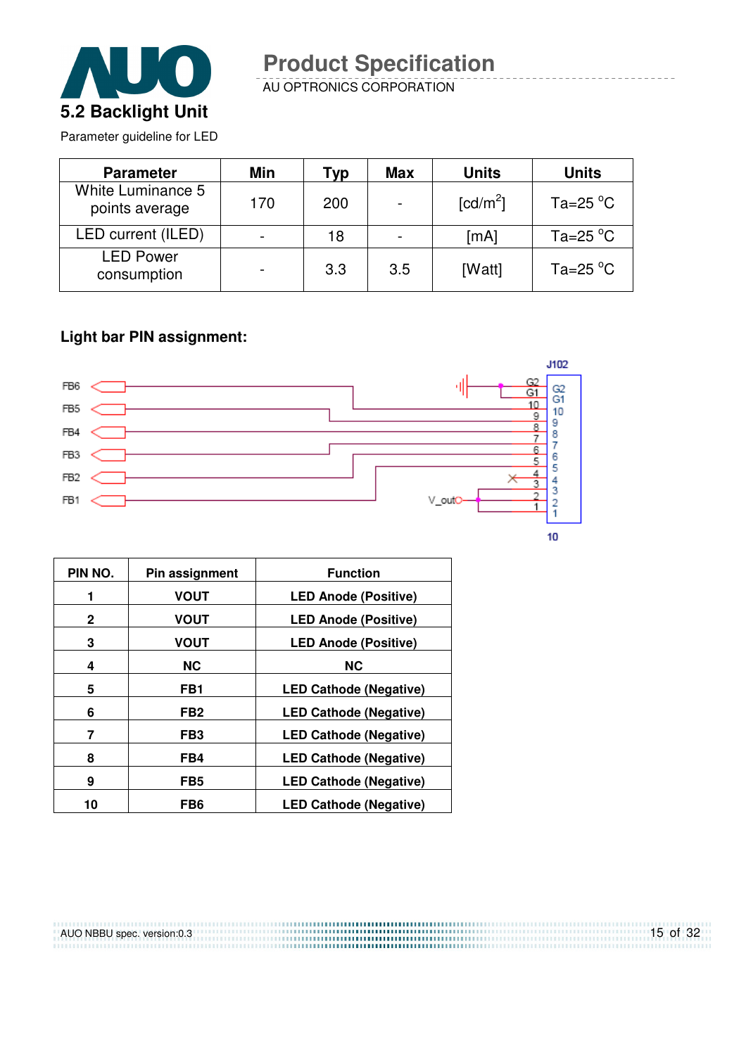## 5.2 Backlight Unit

Parameter guideline for LED

| Parameter | Min | Typ | Max | Units | Units |
|---|---|---|---|---|---|
| White Luminance 5 points average | 170 | 200 | - | [cd/m$^2$] | Ta=25 °C |
| LED current (ILED) | - | 18 | - | [mA] | Ta=25 °C |
| LED Power consumption | - | 3.3 | 3.5 | [Watt] | Ta=25 °C |

**Light bar PIN assignment:**

| PIN NO. | Pin assignment | Function |
|---|---|---|
| 1 | VOUT | LED Anode (Positive) |
| 2 | VOUT | LED Anode (Positive) |
| 3 | VOUT | LED Anode (Positive) |
| 4 | NC | NC |
| 5 | FB1 | LED Cathode (Negative) |
| 6 | FB2 | LED Cathode (Negative) |
| 7 | FB3 | LED Cathode (Negative) |
| 8 | FB4 | LED Cathode (Negative) |
| 9 | FB5 | LED Cathode (Negative) |
| 10 | FB6 | LED Cathode (Negative) |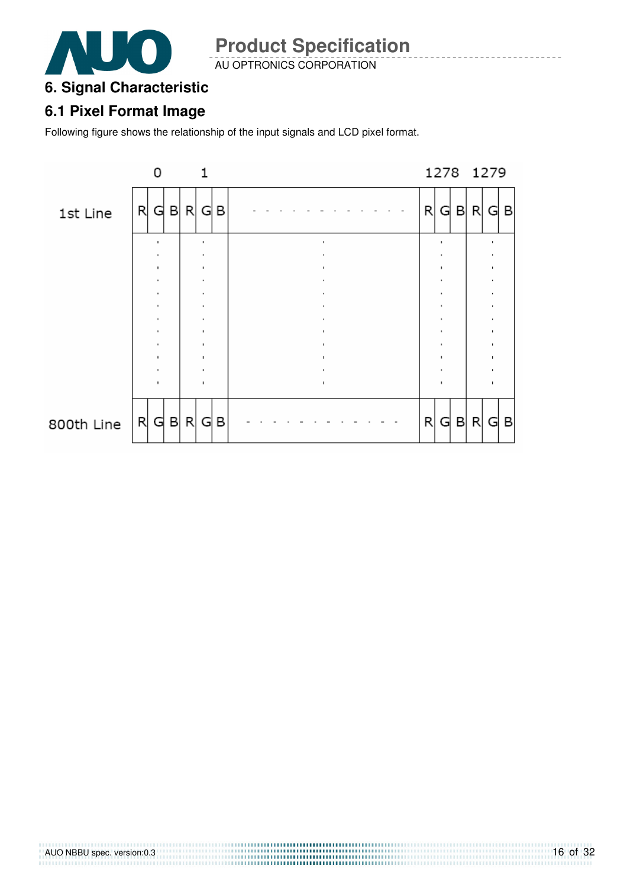## 6. Signal Characteristic

### 6.1 Pixel Format Image

Following figure shows the relationship of the input signals and LCD pixel format.

| | 0 | | | 1 | | | | 1278 | | | 1279 | | |
|---|---|---|---|---|---|---|---|---|---|---|---|---|---|
| 1st Line | R | G | B | R | G | B | - - - - - - - - - - - - | R | G | B | R | G | B |
| | : | | | : | | | : | : | | | : | | |
| 800th Line | R | G | B | R | G | B | - - - - - - - - - - - - | R | G | B | R | G | B |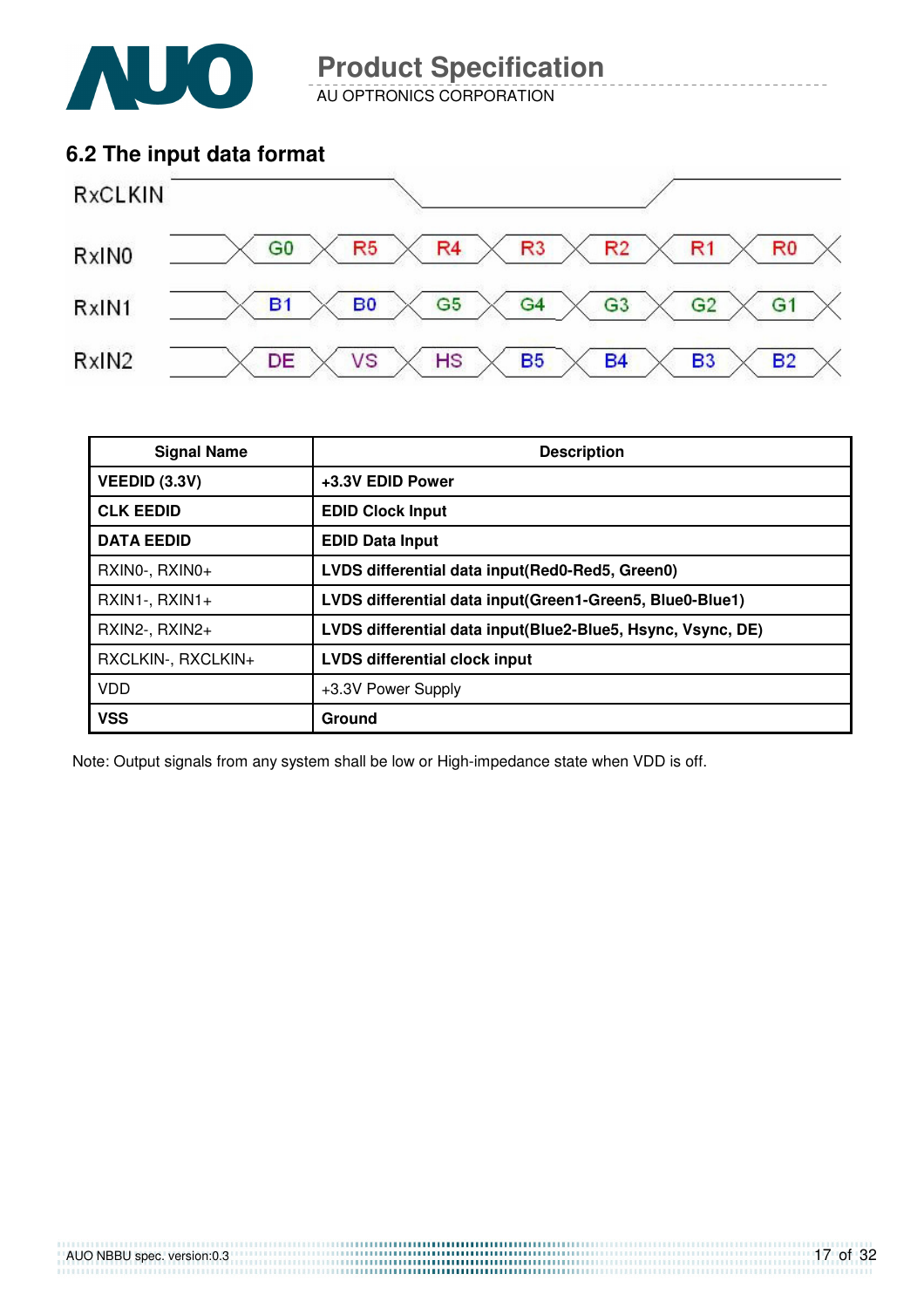## 6.2 The input data format

| RxCLKIN | | | | | | | |
|---|---|---|---|---|---|---|---|
| RxIN0 | G0 | R5 | R4 | R3 | R2 | R1 | R0 |
| RxIN1 | B1 | B0 | G5 | G4 | G3 | G2 | G1 |
| RxIN2 | DE | VS | HS | B5 | B4 | B3 | B2 |

| Signal Name | Description |
|---|---|
| **VEEDID (3.3V)** | **+3.3V EDID Power** |
| **CLK EEDID** | **EDID Clock Input** |
| **DATA EEDID** | **EDID Data Input** |
| RXIN0-, RXIN0+ | **LVDS differential data input(Red0-Red5, Green0)** |
| RXIN1-, RXIN1+ | **LVDS differential data input(Green1-Green5, Blue0-Blue1)** |
| RXIN2-, RXIN2+ | **LVDS differential data input(Blue2-Blue5, Hsync, Vsync, DE)** |
| RXCLKIN-, RXCLKIN+ | **LVDS differential clock input** |
| VDD | +3.3V Power Supply |
| **VSS** | **Ground** |

Note: Output signals from any system shall be low or High-impedance state when VDD is off.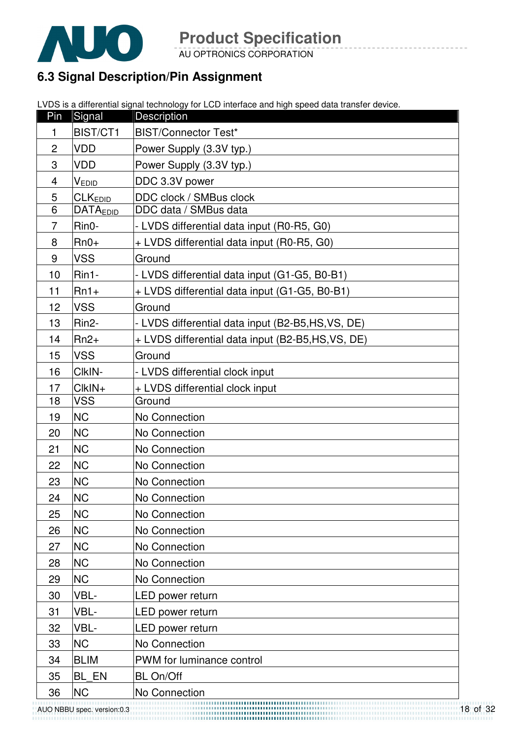## 6.3 Signal Description/Pin Assignment

LVDS is a differential signal technology for LCD interface and high speed data transfer device.

| Pin | Signal | Description |
|---|---|---|
| 1 | BIST/CT1 | BIST/Connector Test* |
| 2 | VDD | Power Supply (3.3V typ.) |
| 3 | VDD | Power Supply (3.3V typ.) |
| 4 | $V_{EDID}$ | DDC 3.3V power |
| 5 | $CLK_{EDID}$ | DDC clock / SMBus clock |
| 6 | $DATA_{EDID}$ | DDC data / SMBus data |
| 7 | Rin0- | - LVDS differential data input (R0-R5, G0) |
| 8 | Rn0+ | + LVDS differential data input (R0-R5, G0) |
| 9 | VSS | Ground |
| 10 | Rin1- | - LVDS differential data input (G1-G5, B0-B1) |
| 11 | Rn1+ | + LVDS differential data input (G1-G5, B0-B1) |
| 12 | VSS | Ground |
| 13 | Rin2- | - LVDS differential data input (B2-B5,HS,VS, DE) |
| 14 | Rn2+ | + LVDS differential data input (B2-B5,HS,VS, DE) |
| 15 | VSS | Ground |
| 16 | ClkIN- | - LVDS differential clock input |
| 17 | ClkIN+ | + LVDS differential clock input |
| 18 | VSS | Ground |
| 19 | NC | No Connection |
| 20 | NC | No Connection |
| 21 | NC | No Connection |
| 22 | NC | No Connection |
| 23 | NC | No Connection |
| 24 | NC | No Connection |
| 25 | NC | No Connection |
| 26 | NC | No Connection |
| 27 | NC | No Connection |
| 28 | NC | No Connection |
| 29 | NC | No Connection |
| 30 | VBL- | LED power return |
| 31 | VBL- | LED power return |
| 32 | VBL- | LED power return |
| 33 | NC | No Connection |
| 34 | BLIM | PWM for luminance control |
| 35 | BL_EN | BL On/Off |
| 36 | NC | No Connection |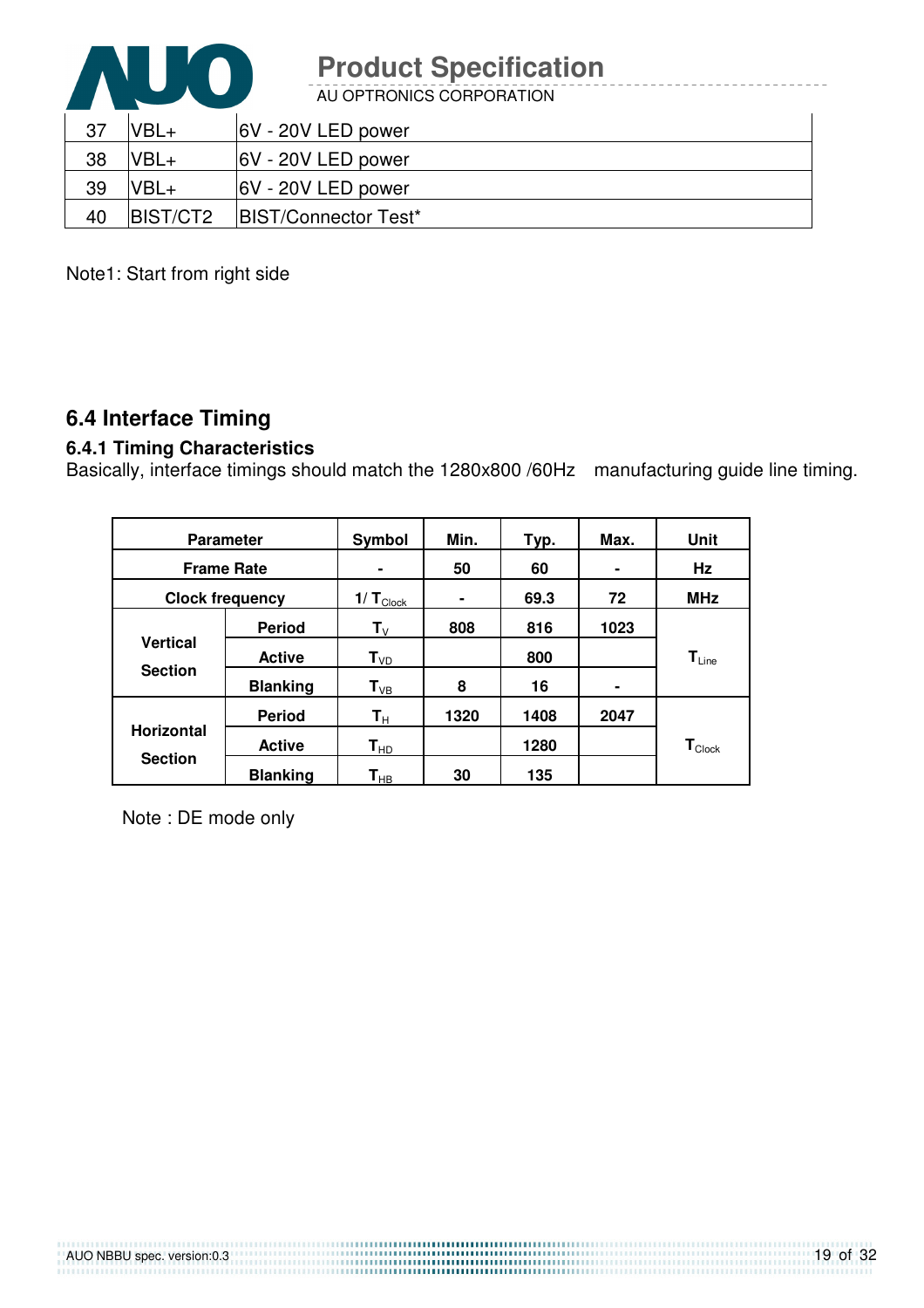| 37 | VBL+ | 6V - 20V LED power |
|---|---|---|
| 38 | VBL+ | 6V - 20V LED power |
| 39 | VBL+ | 6V - 20V LED power |
| 40 | BIST/CT2 | BIST/Connector Test* |

Note1: Start from right side

## 6.4 Interface Timing

### 6.4.1 Timing Characteristics

Basically, interface timings should match the 1280x800 /60Hz manufacturing guide line timing.

| Parameter | | Symbol | Min. | Typ. | Max. | Unit |
|---|---|---|---|---|---|---|
| Frame Rate | | - | 50 | 60 | - | Hz |
| Clock frequency | | $1/T_{Clock}$ | - | 69.3 | 72 | MHz |
| Vertical Section | Period | $T_V$ | 808 | 816 | 1023 | $T_{Line}$ |
| | Active | $T_{VD}$ | | 800 | | |
| | Blanking | $T_{VB}$ | 8 | 16 | - | |
| Horizontal Section | Period | $T_H$ | 1320 | 1408 | 2047 | $T_{Clock}$ |
| | Active | $T_{HD}$ | | 1280 | | |
| | Blanking | $T_{HB}$ | 30 | 135 | | |

Note : DE mode only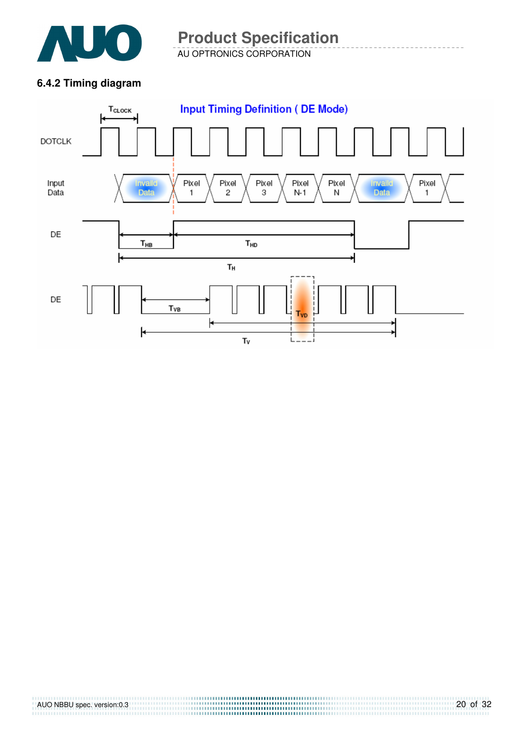### 6.4.2 Timing diagram

Input Timing Definition ( DE Mode)

DOTCLK

$T_{CLOCK}$

Input Data: Invaild Data | Pixel 1 | Pixel 2 | Pixel 3 | Pixel N-1 | Pixel N | Invaild Data | Pixel 1

DE

$T_{HB}$ $T_{HD}$

$T_H$

DE

$T_{VB}$ $T_{VD}$

$T_V$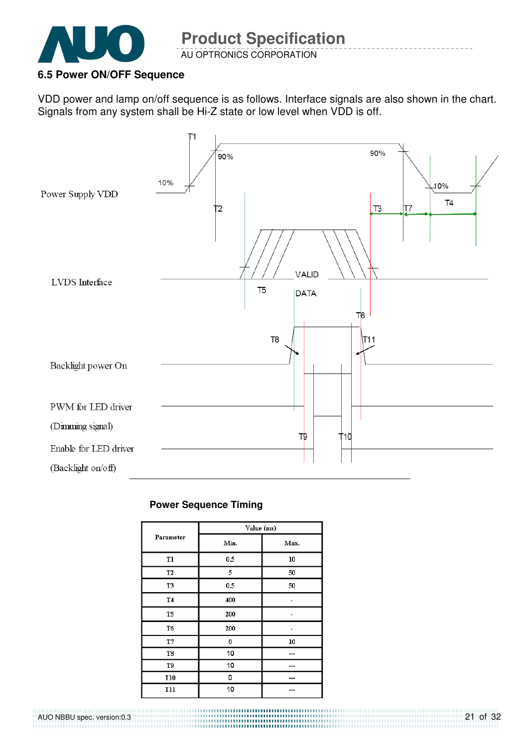### 6.5 Power ON/OFF Sequence

VDD power and lamp on/off sequence is as follows. Interface signals are also shown in the chart. Signals from any system shall be Hi-Z state or low level when VDD is off.

Power Supply VDD

LVDS Interface

Backlight power On

PWM for LED driver

(Dimming signal)

Enable for LED driver

(Backlight on/off)

**Power Sequence Timing**

| Parameter | Value (ms) | |
|---|---|---|
| | Min. | Max. |
| T1 | 0.5 | 10 |
| T2 | 5 | 50 |
| T3 | 0.5 | 50 |
| T4 | 400 | - |
| T5 | 200 | - |
| T6 | 200 | - |
| T7 | 0 | 10 |
| T8 | 10 | --- |
| T9 | 10 | --- |
| T10 | 0 | --- |
| T11 | 10 | --- |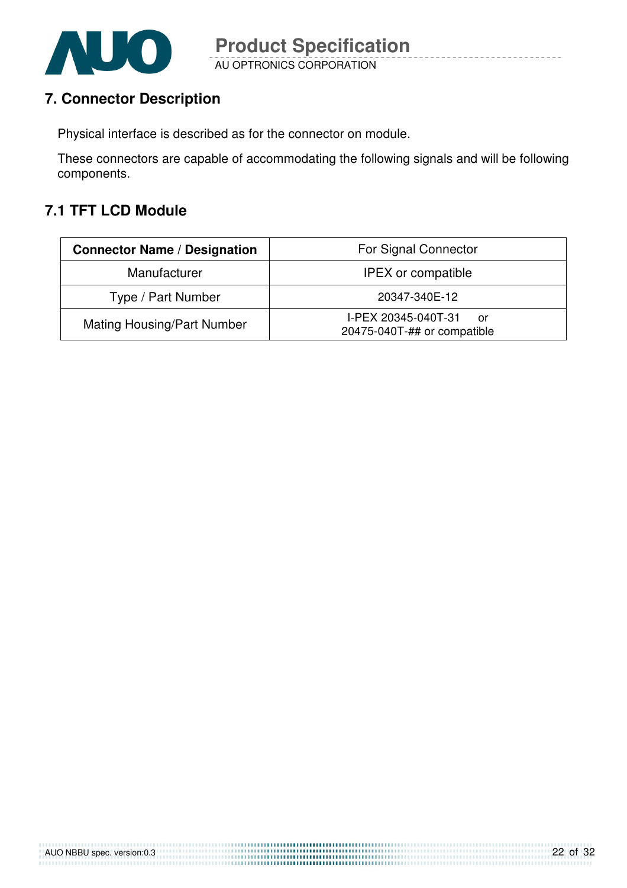## 7. Connector Description

Physical interface is described as for the connector on module.

These connectors are capable of accommodating the following signals and will be following components.

### 7.1 TFT LCD Module

| **Connector Name / Designation** | For Signal Connector |
|---|---|
| Manufacturer | IPEX or compatible |
| Type / Part Number | 20347-340E-12 |
| Mating Housing/Part Number | I-PEX 20345-040T-31 or 20475-040T-## or compatible |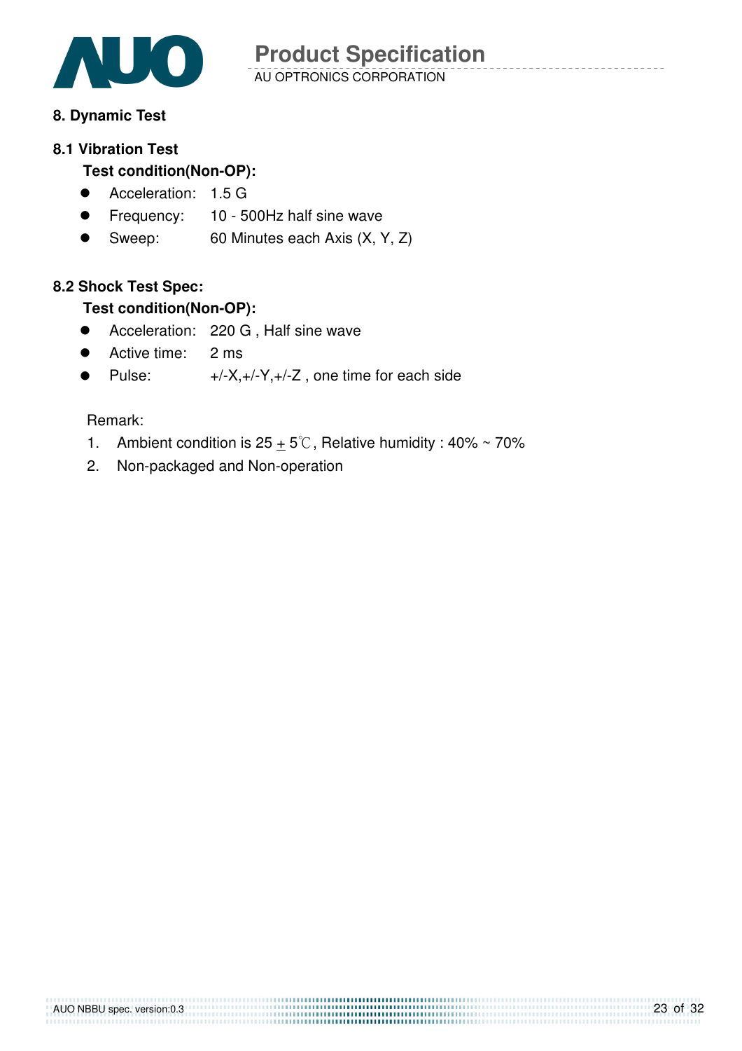## 8. Dynamic Test

### 8.1 Vibration Test

**Test condition(Non-OP):**

- Acceleration: 1.5 G
- Frequency: 10 - 500Hz half sine wave
- Sweep: 60 Minutes each Axis (X, Y, Z)

### 8.2 Shock Test Spec:

**Test condition(Non-OP):**

- Acceleration: 220 G , Half sine wave
- Active time: 2 ms
- Pulse: +/-X,+/-Y,+/-Z , one time for each side

Remark:

1. Ambient condition is 25 ± 5℃, Relative humidity : 40% ~ 70%
2. Non-packaged and Non-operation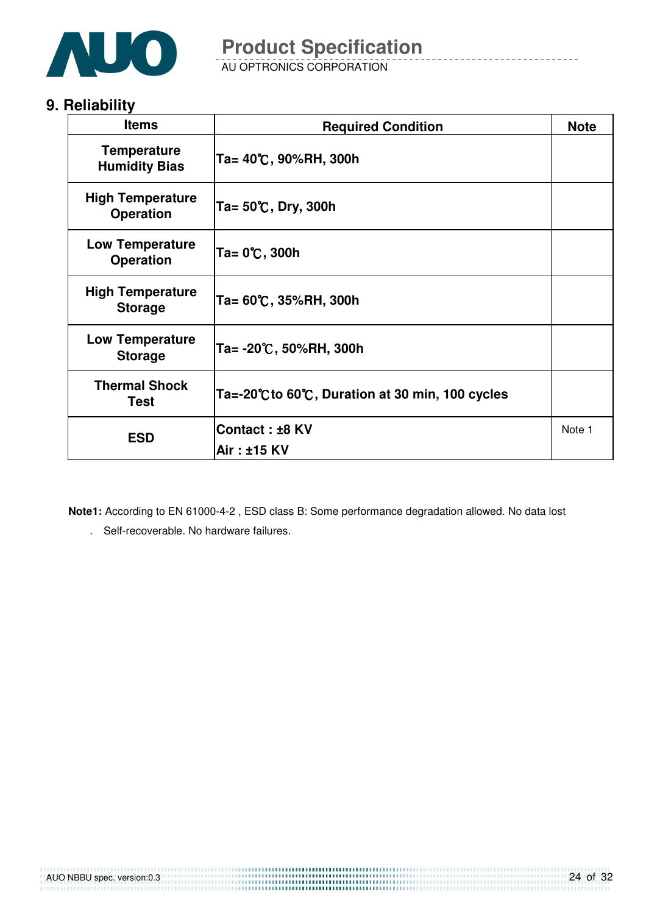## 9. Reliability

| Items | Required Condition | Note |
|---|---|---|
| Temperature Humidity Bias | Ta= 40℃, 90%RH, 300h | |
| High Temperature Operation | Ta= 50℃, Dry, 300h | |
| Low Temperature Operation | Ta= 0℃, 300h | |
| High Temperature Storage | Ta= 60℃, 35%RH, 300h | |
| Low Temperature Storage | Ta= -20℃, 50%RH, 300h | |
| Thermal Shock Test | Ta=-20℃to 60℃, Duration at 30 min, 100 cycles | |
| ESD | Contact : ±8 KV<br>Air : ±15 KV | Note 1 |

**Note1:** According to EN 61000-4-2 , ESD class B: Some performance degradation allowed. No data lost

. Self-recoverable. No hardware failures.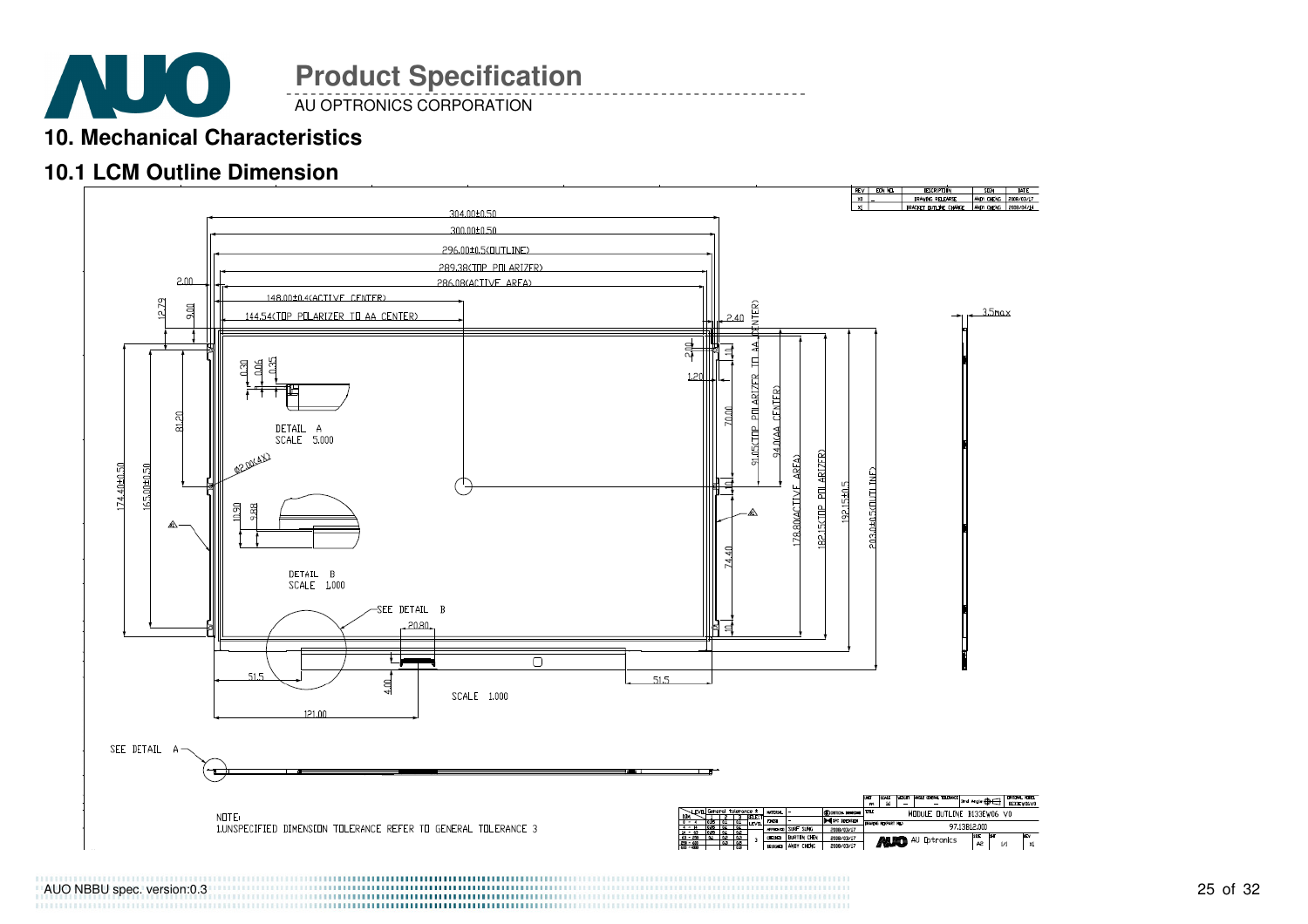## 10. Mechanical Characteristics

### 10.1 LCM Outline Dimension

| REV | ECN NO. | DESCRIPTION | SIGN | DATE |
|---|---|---|---|---|
| X0 | — | DRAWING RELEASE | ANDY CHENG | 2008/03/17 |
| X1 | | BRACKET OUTLINE CHANGE | ANDY CHENG | 2008/04/14 |

304.00±0.50
300.00±0.50
296.00±0.5(OUTLINE)
289.38(TOP POLARIZER)
286.08(ACTIVE AREA)
148.00±0.4(ACTIVE CENTER)
144.54(TOP POLARIZER TO AA CENTER)
2.00
12.79
9.00
2.40
2.10
1.20
3.5max
0.30 0.06 0.35
DETAIL A SCALE 5.000
81.20
Φ2.00(4X)
70.00
91.05(TOP POLARIZER TO AA CENTER)
94.0(AA CENTER)
178.80(ACTIVE AREA)
182.15(TOP POLARIZER)
192.15±0.5
203.40±0.5(OUTLINE)
174.40±0.50
165.00±0.50
10.90 9.88
DETAIL B SCALE 1.000
74.40
SEE DETAIL B
20.80
51.5
4.00
51.5
SCALE 1.000
121.00
SEE DETAIL A

NOTE:
1.UNSPECIFIED DIMENSION TOLERANCE REFER TO GENERAL TOLERANCE 3

MODULE OUTLINE B133EW06 V0
97.13B12.000
AU Optronics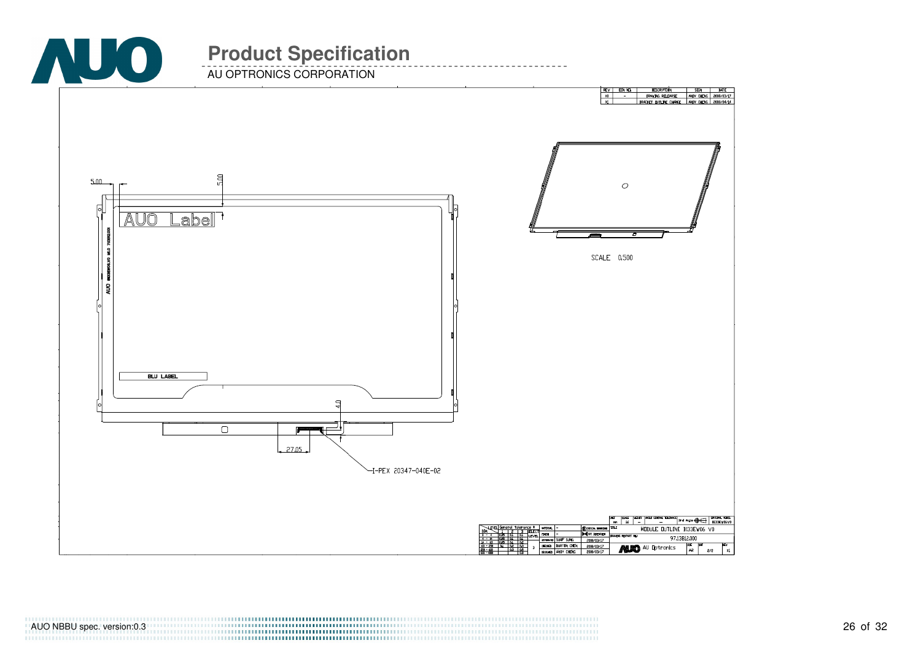| REV | ECN NO. | DESCRIPTION | SIGN | DATE |
|---|---|---|---|---|
| X0 | - | DRAWING RELEASE | ANDY CHENG | 2008/03/17 |
| X1 | | BRACKET OUTLINE CHANGE | ANDY CHENG | 2008/04/14 |

5.00

5.00

AUO Label

BLU LABEL

4.0

27.05

I-PEX 20347-040E-02

SCALE 0.500

MODULE OUTLINE B133EW06 V0

97.13B12.000

AU Optronics

| DRAWN | BURTON CHEN | 2008/03/17 |
|---|---|---|
| APPROVED | SUNF SUNG | 2008/03/17 |
| DESIGNED | ANDY CHENG | 2008/03/17 |

SIZE A2 | SHT 2/2 | REV X1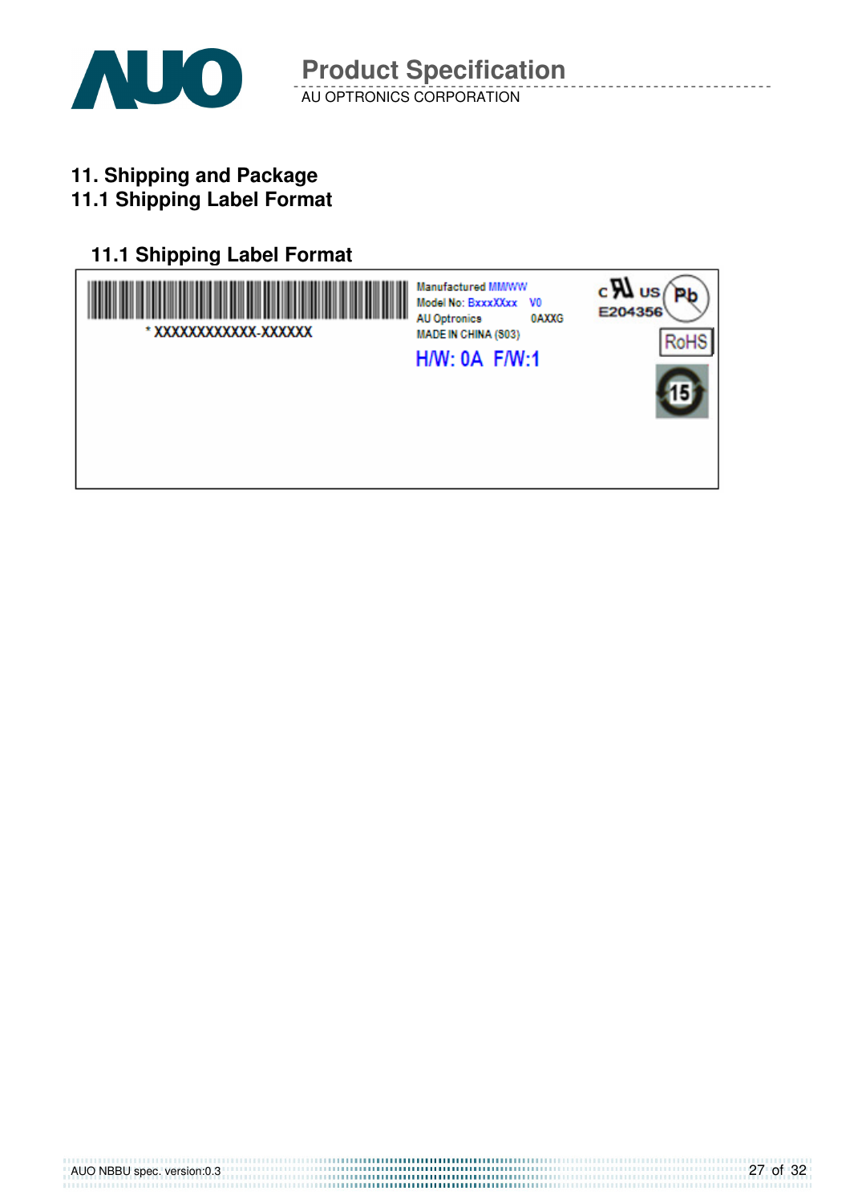# 11. Shipping and Package

## 11.1 Shipping Label Format

### 11.1 Shipping Label Format

\* XXXXXXXXXXXX-XXXXXX

Manufactured MM/WW
Model No: BxxxXXxx V0
AU Optronics 0AXXG
MADE IN CHINA (S03)

H/W: 0A F/W:1

c UL us E204356

Pb

RoHS

15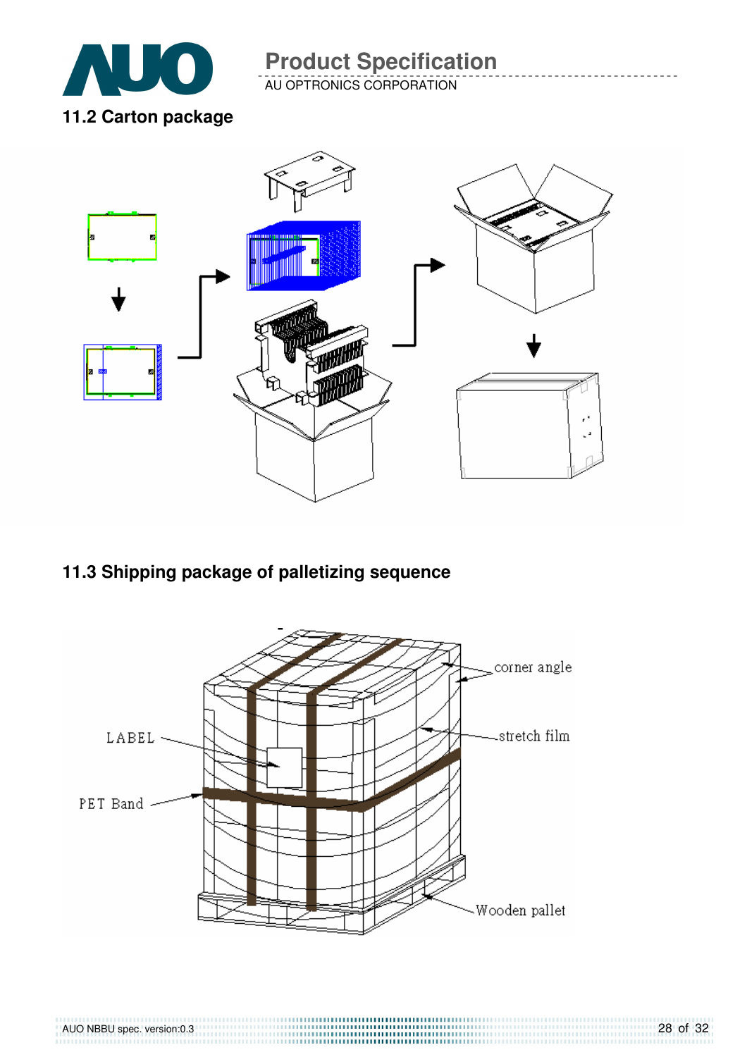## 11.2 Carton package

## 11.3 Shipping package of palletizing sequence

corner angle

LABEL

stretch film

PET Band

Wooden pallet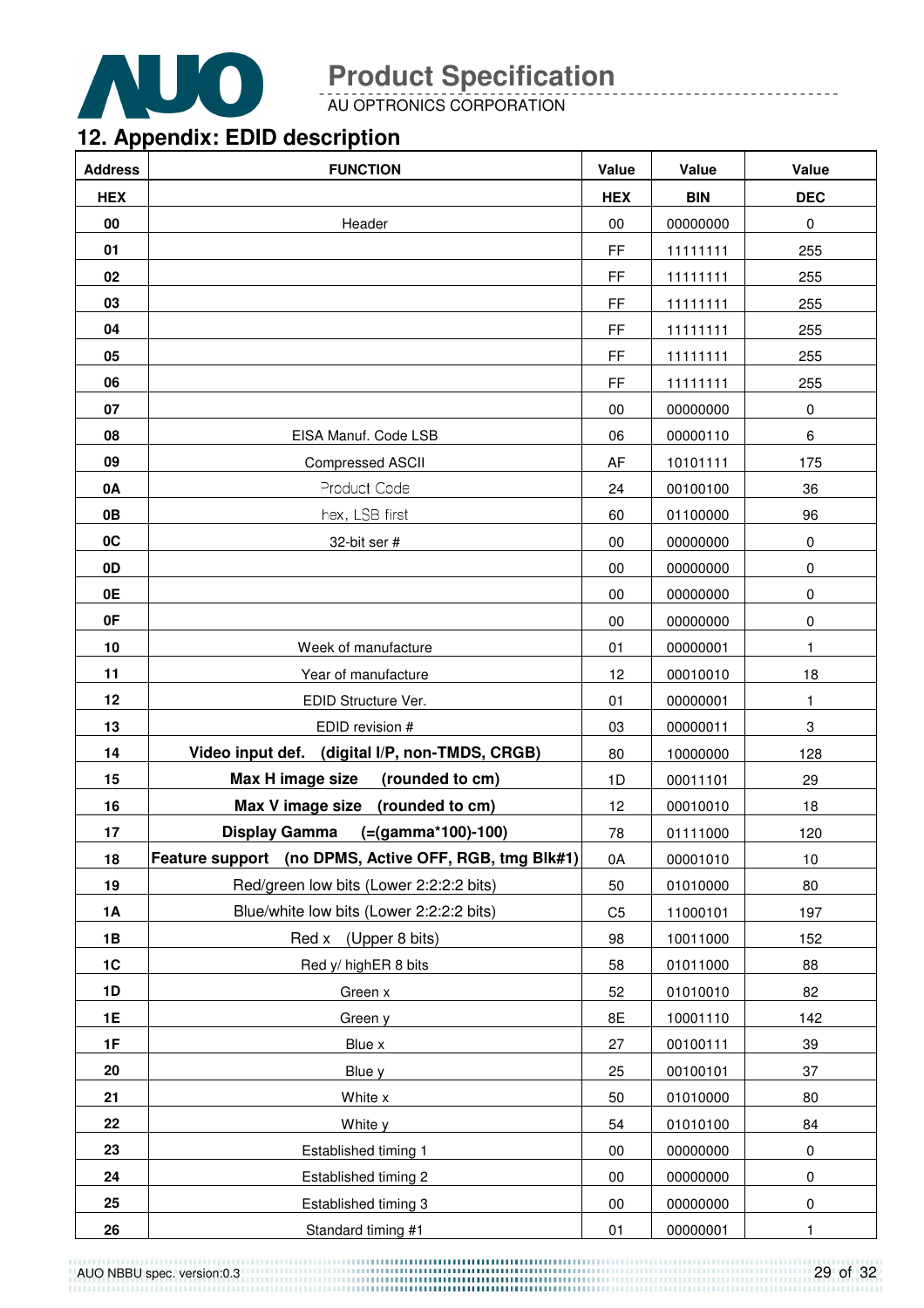## 12. Appendix: EDID description

| Address | FUNCTION | Value | Value | Value |
|---|---|---|---|---|
| HEX | | HEX | BIN | DEC |
| 00 | Header | 00 | 00000000 | 0 |
| 01 | | FF | 11111111 | 255 |
| 02 | | FF | 11111111 | 255 |
| 03 | | FF | 11111111 | 255 |
| 04 | | FF | 11111111 | 255 |
| 05 | | FF | 11111111 | 255 |
| 06 | | FF | 11111111 | 255 |
| 07 | | 00 | 00000000 | 0 |
| 08 | EISA Manuf. Code LSB | 06 | 00000110 | 6 |
| 09 | Compressed ASCII | AF | 10101111 | 175 |
| 0A | Product Code | 24 | 00100100 | 36 |
| 0B | hex, LSB first | 60 | 01100000 | 96 |
| 0C | 32-bit ser # | 00 | 00000000 | 0 |
| 0D | | 00 | 00000000 | 0 |
| 0E | | 00 | 00000000 | 0 |
| 0F | | 00 | 00000000 | 0 |
| 10 | Week of manufacture | 01 | 00000001 | 1 |
| 11 | Year of manufacture | 12 | 00010010 | 18 |
| 12 | EDID Structure Ver. | 01 | 00000001 | 1 |
| 13 | EDID revision # | 03 | 00000011 | 3 |
| 14 | **Video input def. (digital I/P, non-TMDS, CRGB)** | 80 | 10000000 | 128 |
| 15 | **Max H image size (rounded to cm)** | 1D | 00011101 | 29 |
| 16 | **Max V image size (rounded to cm)** | 12 | 00010010 | 18 |
| 17 | **Display Gamma (=(gamma*100)-100)** | 78 | 01111000 | 120 |
| 18 | **Feature support (no DPMS, Active OFF, RGB, tmg Blk#1)** | 0A | 00001010 | 10 |
| 19 | Red/green low bits (Lower 2:2:2:2 bits) | 50 | 01010000 | 80 |
| 1A | Blue/white low bits (Lower 2:2:2:2 bits) | C5 | 11000101 | 197 |
| 1B | Red x (Upper 8 bits) | 98 | 10011000 | 152 |
| 1C | Red y/ highER 8 bits | 58 | 01011000 | 88 |
| 1D | Green x | 52 | 01010010 | 82 |
| 1E | Green y | 8E | 10001110 | 142 |
| 1F | Blue x | 27 | 00100111 | 39 |
| 20 | Blue y | 25 | 00100101 | 37 |
| 21 | White x | 50 | 01010000 | 80 |
| 22 | White y | 54 | 01010100 | 84 |
| 23 | Established timing 1 | 00 | 00000000 | 0 |
| 24 | Established timing 2 | 00 | 00000000 | 0 |
| 25 | Established timing 3 | 00 | 00000000 | 0 |
| 26 | Standard timing #1 | 01 | 00000001 | 1 |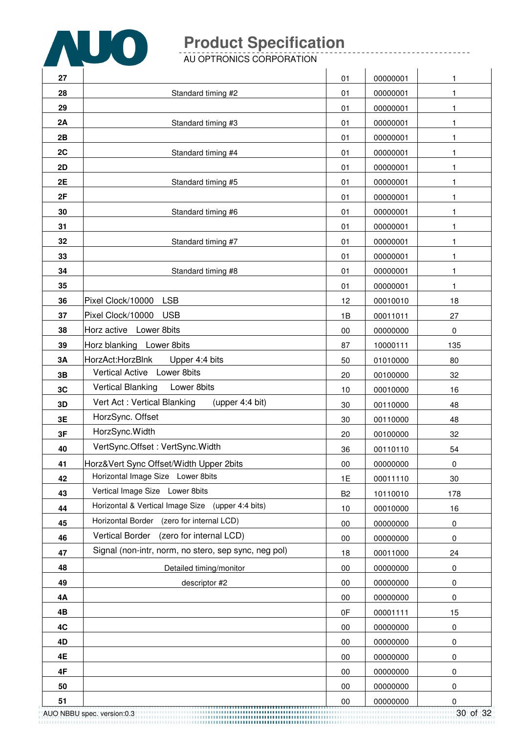| | | | | |
|---|---|---|---|---|
| 27 | | 01 | 00000001 | 1 |
| 28 | Standard timing #2 | 01 | 00000001 | 1 |
| 29 | | 01 | 00000001 | 1 |
| 2A | Standard timing #3 | 01 | 00000001 | 1 |
| 2B | | 01 | 00000001 | 1 |
| 2C | Standard timing #4 | 01 | 00000001 | 1 |
| 2D | | 01 | 00000001 | 1 |
| 2E | Standard timing #5 | 01 | 00000001 | 1 |
| 2F | | 01 | 00000001 | 1 |
| 30 | Standard timing #6 | 01 | 00000001 | 1 |
| 31 | | 01 | 00000001 | 1 |
| 32 | Standard timing #7 | 01 | 00000001 | 1 |
| 33 | | 01 | 00000001 | 1 |
| 34 | Standard timing #8 | 01 | 00000001 | 1 |
| 35 | | 01 | 00000001 | 1 |
| 36 | Pixel Clock/10000 LSB | 12 | 00010010 | 18 |
| 37 | Pixel Clock/10000 USB | 1B | 00011011 | 27 |
| 38 | Horz active Lower 8bits | 00 | 00000000 | 0 |
| 39 | Horz blanking Lower 8bits | 87 | 10000111 | 135 |
| 3A | HorzAct:HorzBlnk Upper 4:4 bits | 50 | 01010000 | 80 |
| 3B | Vertical Active Lower 8bits | 20 | 00100000 | 32 |
| 3C | Vertical Blanking Lower 8bits | 10 | 00010000 | 16 |
| 3D | Vert Act : Vertical Blanking (upper 4:4 bit) | 30 | 00110000 | 48 |
| 3E | HorzSync. Offset | 30 | 00110000 | 48 |
| 3F | HorzSync.Width | 20 | 00100000 | 32 |
| 40 | VertSync.Offset : VertSync.Width | 36 | 00110110 | 54 |
| 41 | Horz&Vert Sync Offset/Width Upper 2bits | 00 | 00000000 | 0 |
| 42 | Horizontal Image Size Lower 8bits | 1E | 00011110 | 30 |
| 43 | Vertical Image Size Lower 8bits | B2 | 10110010 | 178 |
| 44 | Horizontal & Vertical Image Size (upper 4:4 bits) | 10 | 00010000 | 16 |
| 45 | Horizontal Border (zero for internal LCD) | 00 | 00000000 | 0 |
| 46 | Vertical Border (zero for internal LCD) | 00 | 00000000 | 0 |
| 47 | Signal (non-intr, norm, no stero, sep sync, neg pol) | 18 | 00011000 | 24 |
| 48 | Detailed timing/monitor | 00 | 00000000 | 0 |
| 49 | descriptor #2 | 00 | 00000000 | 0 |
| 4A | | 00 | 00000000 | 0 |
| 4B | | 0F | 00001111 | 15 |
| 4C | | 00 | 00000000 | 0 |
| 4D | | 00 | 00000000 | 0 |
| 4E | | 00 | 00000000 | 0 |
| 4F | | 00 | 00000000 | 0 |
| 50 | | 00 | 00000000 | 0 |
| 51 | | 00 | 00000000 | 0 |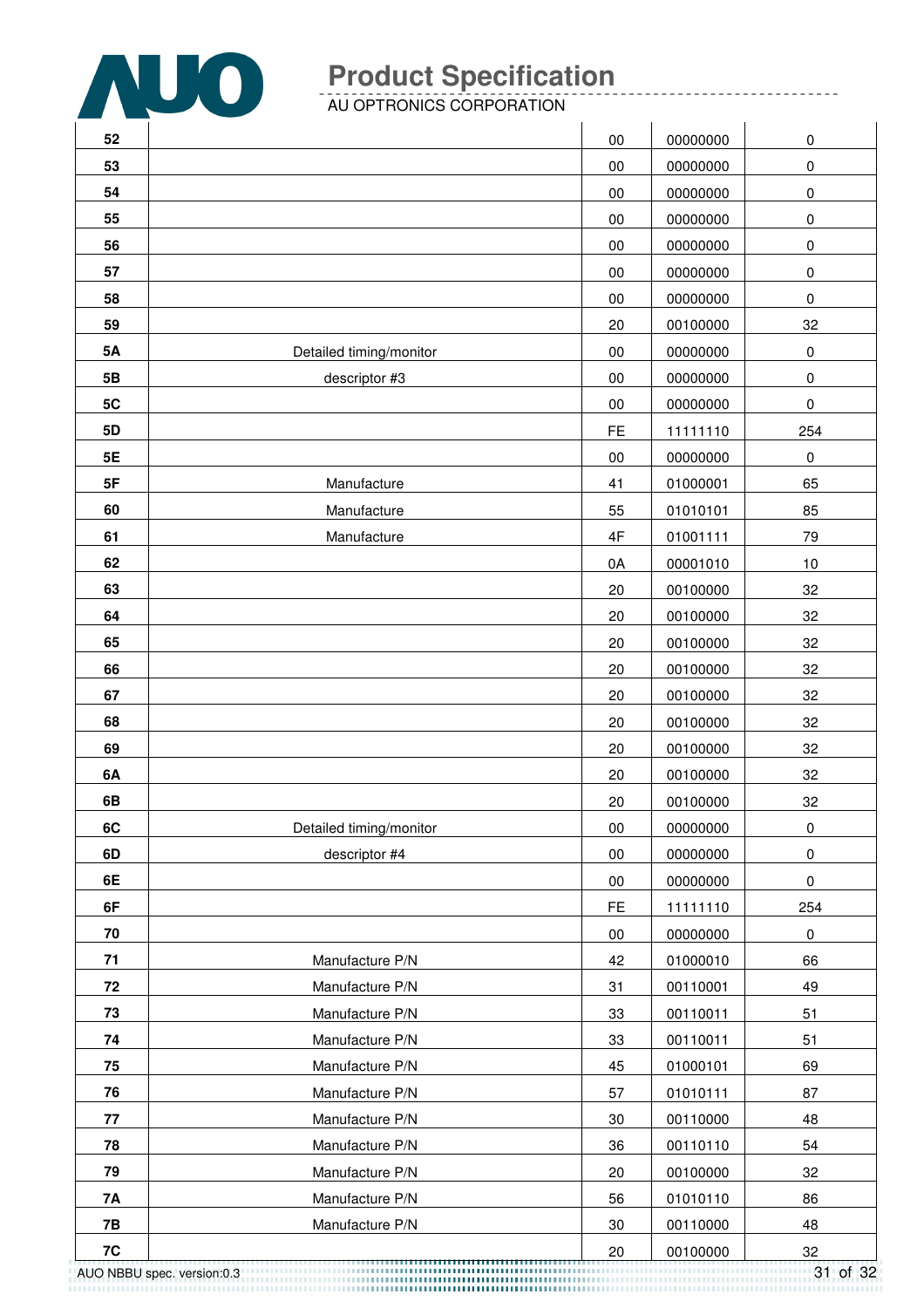| | | | | |
|---|---|---|---|---|
| **52** | | 00 | 00000000 | 0 |
| **53** | | 00 | 00000000 | 0 |
| **54** | | 00 | 00000000 | 0 |
| **55** | | 00 | 00000000 | 0 |
| **56** | | 00 | 00000000 | 0 |
| **57** | | 00 | 00000000 | 0 |
| **58** | | 00 | 00000000 | 0 |
| **59** | | 20 | 00100000 | 32 |
| **5A** | Detailed timing/monitor | 00 | 00000000 | 0 |
| **5B** | descriptor #3 | 00 | 00000000 | 0 |
| **5C** | | 00 | 00000000 | 0 |
| **5D** | | FE | 11111110 | 254 |
| **5E** | | 00 | 00000000 | 0 |
| **5F** | Manufacture | 41 | 01000001 | 65 |
| **60** | Manufacture | 55 | 01010101 | 85 |
| **61** | Manufacture | 4F | 01001111 | 79 |
| **62** | | 0A | 00001010 | 10 |
| **63** | | 20 | 00100000 | 32 |
| **64** | | 20 | 00100000 | 32 |
| **65** | | 20 | 00100000 | 32 |
| **66** | | 20 | 00100000 | 32 |
| **67** | | 20 | 00100000 | 32 |
| **68** | | 20 | 00100000 | 32 |
| **69** | | 20 | 00100000 | 32 |
| **6A** | | 20 | 00100000 | 32 |
| **6B** | | 20 | 00100000 | 32 |
| **6C** | Detailed timing/monitor | 00 | 00000000 | 0 |
| **6D** | descriptor #4 | 00 | 00000000 | 0 |
| **6E** | | 00 | 00000000 | 0 |
| **6F** | | FE | 11111110 | 254 |
| **70** | | 00 | 00000000 | 0 |
| **71** | Manufacture P/N | 42 | 01000010 | 66 |
| **72** | Manufacture P/N | 31 | 00110001 | 49 |
| **73** | Manufacture P/N | 33 | 00110011 | 51 |
| **74** | Manufacture P/N | 33 | 00110011 | 51 |
| **75** | Manufacture P/N | 45 | 01000101 | 69 |
| **76** | Manufacture P/N | 57 | 01010111 | 87 |
| **77** | Manufacture P/N | 30 | 00110000 | 48 |
| **78** | Manufacture P/N | 36 | 00110110 | 54 |
| **79** | Manufacture P/N | 20 | 00100000 | 32 |
| **7A** | Manufacture P/N | 56 | 01010110 | 86 |
| **7B** | Manufacture P/N | 30 | 00110000 | 48 |
| **7C** | | 20 | 00100000 | 32 |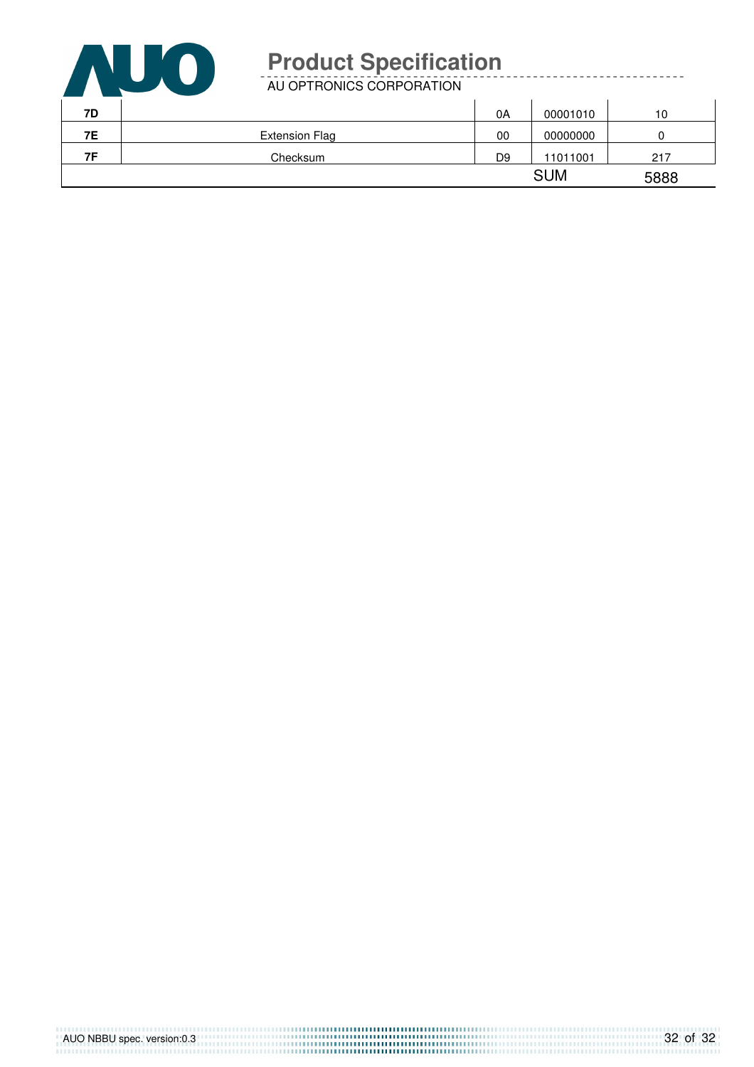| | | | | |
|---|---|---|---|---|
| **7D** | | 0A | 00001010 | 10 |
| **7E** | Extension Flag | 00 | 00000000 | 0 |
| **7F** | Checksum | D9 | 11011001 | 217 |
| | | | SUM | 5888 |